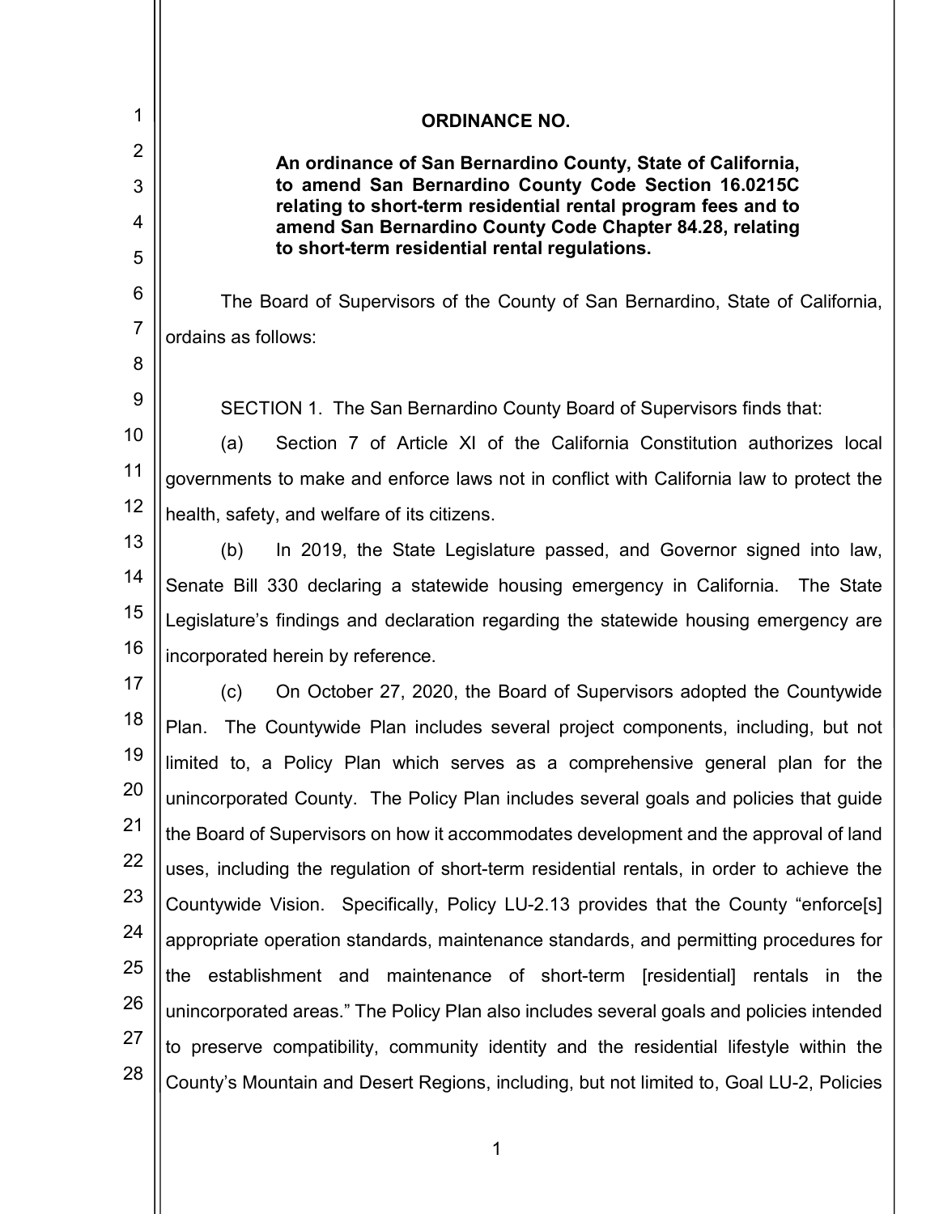# ORDINANCE NO.

**An ordinance of San Bernardino County, State of California, to amend San Bernardino County Code Section 16.0215C relating to short-term residential rental program fees and to amend San Bernardino County Code Chapter 84.28, relating to short-term residential rental regulations.**

The Board of Supervisors of the County of San Bernardino, State of California, ordains as follows:

SECTION 1. The San Bernardino County Board of Supervisors finds that:

(a) Section 7 of Article XI of the California Constitution authorizes local governments to make and enforce laws not in conflict with California law to protect the health, safety, and welfare of its citizens.

(b) In 2019, the State Legislature passed, and Governor signed into law, Senate Bill 330 declaring a statewide housing emergency in California. The State Legislature's findings and declaration regarding the statewide housing emergency are incorporated herein by reference.

(c) On October 27, 2020, the Board of Supervisors adopted the Countywide Plan. The Countywide Plan includes several project components, including, but not limited to, a Policy Plan which serves as a comprehensive general plan for the unincorporated County. The Policy Plan includes several goals and policies that guide the Board of Supervisors on how it accommodates development and the approval of land uses, including the regulation of short-term residential rentals, in order to achieve the Countywide Vision. Specifically, Policy LU-2.13 provides that the County "enforce[s] appropriate operation standards, maintenance standards, and permitting procedures for the establishment and maintenance of short-term [residential] rentals in the unincorporated areas." The Policy Plan also includes several goals and policies intended to preserve compatibility, community identity and the residential lifestyle within the County's Mountain and Desert Regions, including, but not limited to, Goal LU-2, Policies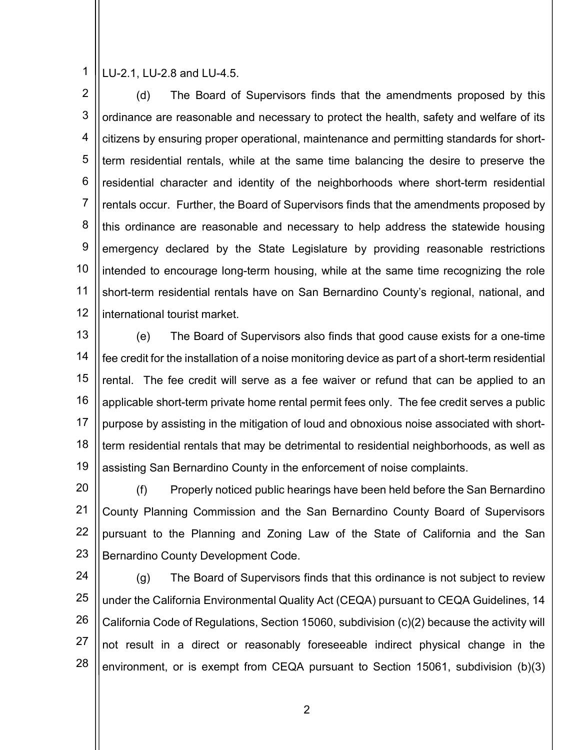LU-2.1, LU-2.8 and LU-4.5.

(d) The Board of Supervisors finds that the amendments proposed by this ordinance are reasonable and necessary to protect the health, safety and welfare of its citizens by ensuring proper operational, maintenance and permitting standards for short-term residential rentals, while at the same time balancing the desire to preserve the residential character and identity of the neighborhoods where short-term residential rentals occur. Further, the Board of Supervisors finds that the amendments proposed by this ordinance are reasonable and necessary to help address the statewide housing emergency declared by the State Legislature by providing reasonable restrictions intended to encourage long-term housing, while at the same time recognizing the role short-term residential rentals have on San Bernardino County's regional, national, and international tourist market.

(e) The Board of Supervisors also finds that good cause exists for a one-time fee credit for the installation of a noise monitoring device as part of a short-term residential rental. The fee credit will serve as a fee waiver or refund that can be applied to an applicable short-term private home rental permit fees only. The fee credit serves a public purpose by assisting in the mitigation of loud and obnoxious noise associated with short-term residential rentals that may be detrimental to residential neighborhoods, as well as assisting San Bernardino County in the enforcement of noise complaints.

(f) Properly noticed public hearings have been held before the San Bernardino County Planning Commission and the San Bernardino County Board of Supervisors pursuant to the Planning and Zoning Law of the State of California and the San Bernardino County Development Code.

(g) The Board of Supervisors finds that this ordinance is not subject to review under the California Environmental Quality Act (CEQA) pursuant to CEQA Guidelines, 14 California Code of Regulations, Section 15060, subdivision (c)(2) because the activity will not result in a direct or reasonably foreseeable indirect physical change in the environment, or is exempt from CEQA pursuant to Section 15061, subdivision (b)(3)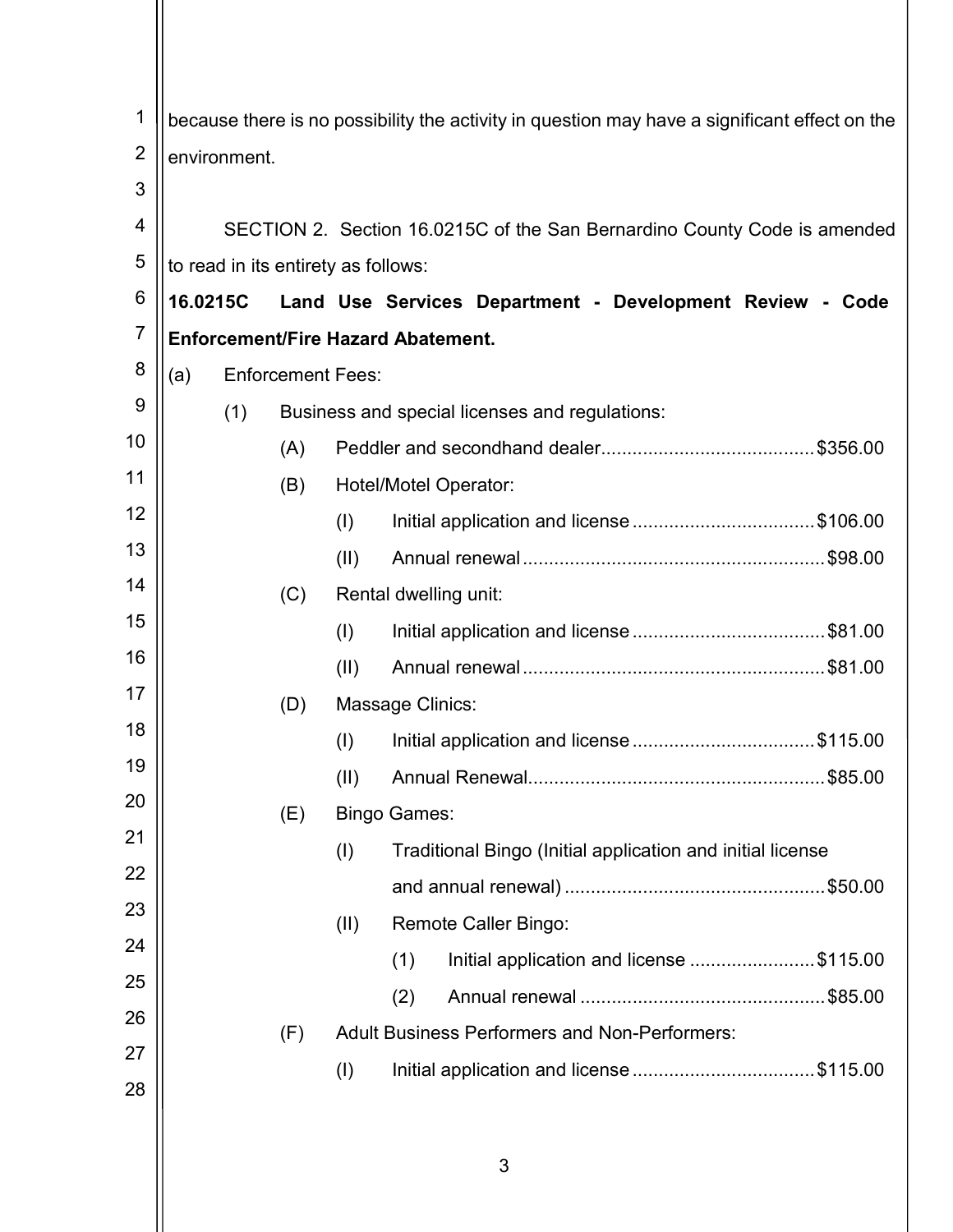because there is no possibility the activity in question may have a significant effect on the environment.

SECTION 2. Section 16.0215C of the San Bernardino County Code is amended to read in its entirety as follows:

**16.0215C Land Use Services Department - Development Review - Code Enforcement/Fire Hazard Abatement.**

(a) Enforcement Fees:

(1) Business and special licenses and regulations:

(A) Peddler and secondhand dealer........................................$356.00

(B) Hotel/Motel Operator:

(I) Initial application and license ..................................$106.00

(II) Annual renewal.........................................................$98.00

(C) Rental dwelling unit:

(I) Initial application and license ....................................$81.00

(II) Annual renewal.........................................................$81.00

(D) Massage Clinics:

(I) Initial application and license ..................................$115.00

(II) Annual Renewal........................................................$85.00

(E) Bingo Games:

(I) Traditional Bingo (Initial application and initial license and annual renewal) .................................................$50.00

(II) Remote Caller Bingo:

(1) Initial application and license ........................$115.00

(2) Annual renewal ..............................................$85.00

(F) Adult Business Performers and Non-Performers:

(I) Initial application and license ..................................$115.00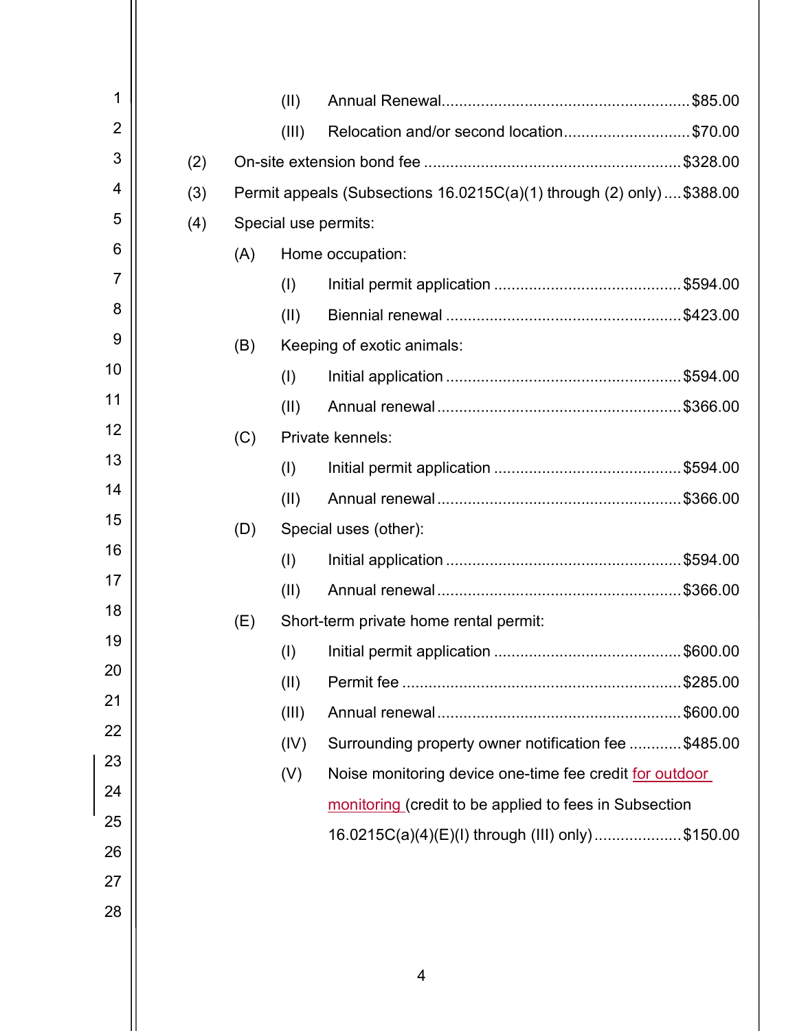(II) Annual Renewal........................................................$85.00

(III) Relocation and/or second location.............................$70.00

(2) On-site extension bond fee ..........................................................$328.00

(3) Permit appeals (Subsections 16.0215C(a)(1) through (2) only)....$388.00

(4) Special use permits:

(A) Home occupation:

(I) Initial permit application ...........................................$594.00

(II) Biennial renewal .....................................................$423.00

(B) Keeping of exotic animals:

(I) Initial application .....................................................$594.00

(II) Annual renewal .......................................................$366.00

(C) Private kennels:

(I) Initial permit application ...........................................$594.00

(II) Annual renewal .......................................................$366.00

(D) Special uses (other):

(I) Initial application .....................................................$594.00

(II) Annual renewal .......................................................$366.00

(E) Short-term private home rental permit:

(I) Initial permit application ...........................................$600.00

(II) Permit fee ...............................................................$285.00

(III) Annual renewal .......................................................$600.00

(IV) Surrounding property owner notification fee ............$485.00

(V) Noise monitoring device one-time fee credit for outdoor monitoring (credit to be applied to fees in Subsection 16.0215C(a)(4)(E)(I) through (III) only)....................$150.00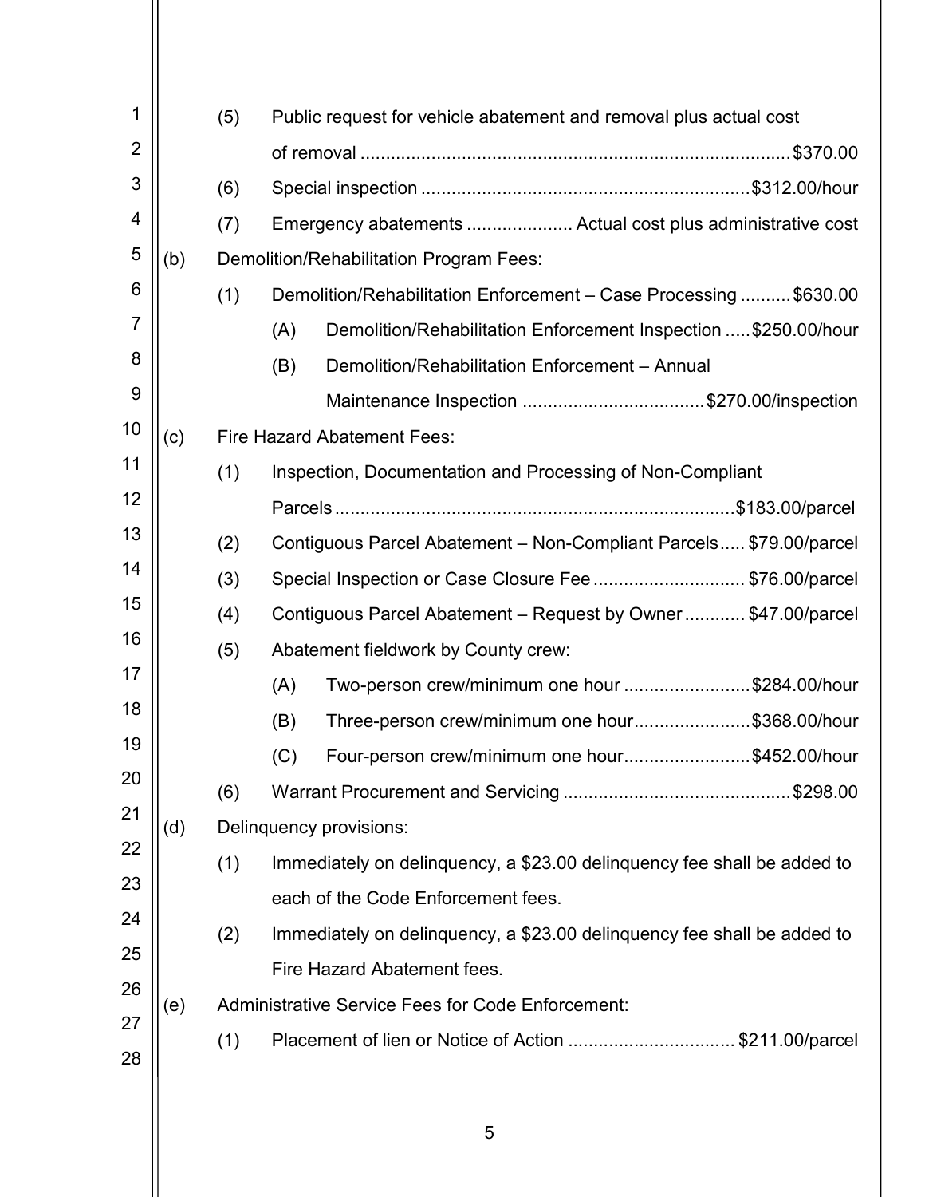(5) Public request for vehicle abatement and removal plus actual cost of removal ..................................................................................... $370.00

(6) Special inspection ................................................................ $312.00/hour

(7) Emergency abatements ..................... Actual cost plus administrative cost

(b) Demolition/Rehabilitation Program Fees:

(1) Demolition/Rehabilitation Enforcement – Case Processing .......... $630.00

(A) Demolition/Rehabilitation Enforcement Inspection ..... $250.00/hour

(B) Demolition/Rehabilitation Enforcement – Annual Maintenance Inspection .................................... $270.00/inspection

(c) Fire Hazard Abatement Fees:

(1) Inspection, Documentation and Processing of Non-Compliant Parcels .............................................................................. $183.00/parcel

(2) Contiguous Parcel Abatement – Non-Compliant Parcels..... $79.00/parcel

(3) Special Inspection or Case Closure Fee ............................. $76.00/parcel

(4) Contiguous Parcel Abatement – Request by Owner ............ $47.00/parcel

(5) Abatement fieldwork by County crew:

(A) Two-person crew/minimum one hour ......................... $284.00/hour

(B) Three-person crew/minimum one hour....................... $368.00/hour

(C) Four-person crew/minimum one hour......................... $452.00/hour

(6) Warrant Procurement and Servicing ............................................. $298.00

(d) Delinquency provisions:

(1) Immediately on delinquency, a $23.00 delinquency fee shall be added to each of the Code Enforcement fees.

(2) Immediately on delinquency, a $23.00 delinquency fee shall be added to Fire Hazard Abatement fees.

(e) Administrative Service Fees for Code Enforcement:

(1) Placement of lien or Notice of Action ................................ $211.00/parcel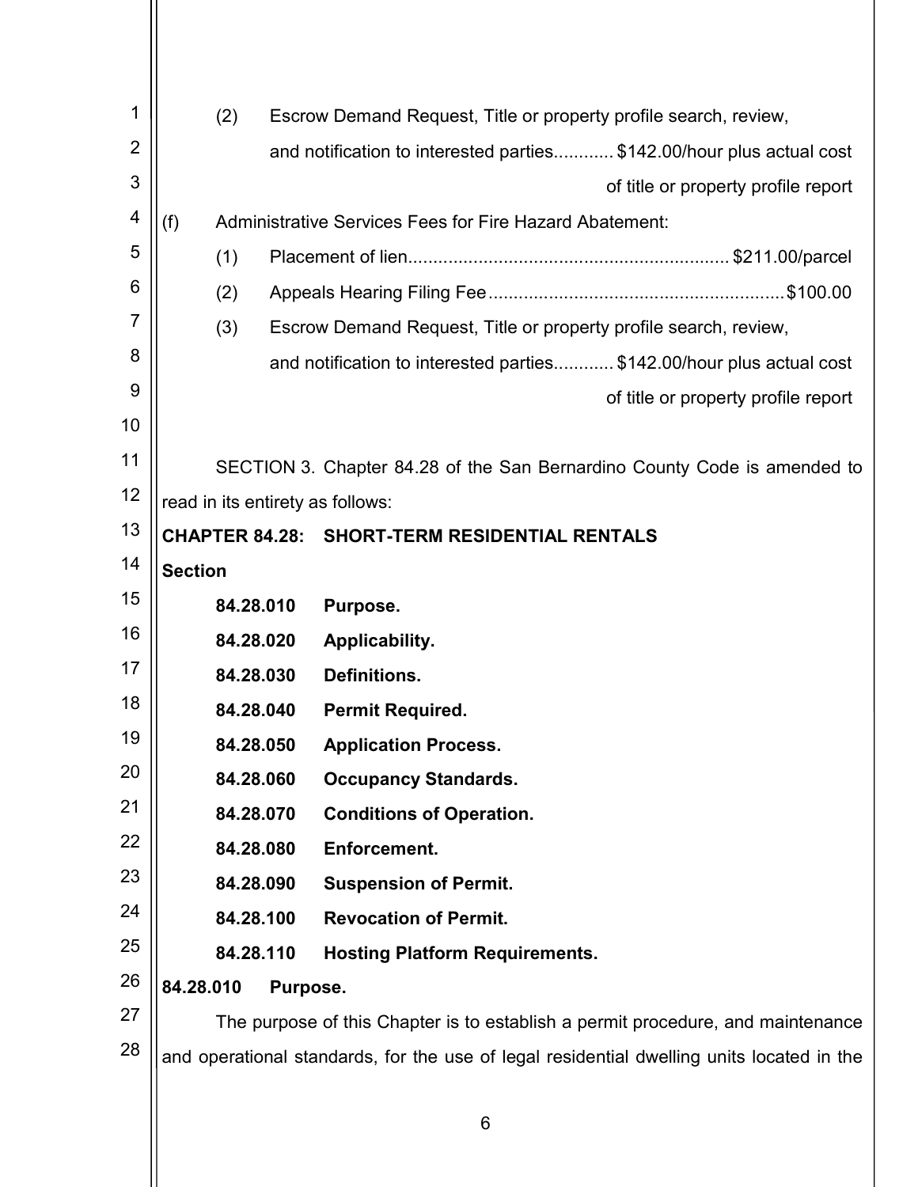(2) Escrow Demand Request, Title or property profile search, review, and notification to interested parties............ $142.00/hour plus actual cost of title or property profile report

(f) Administrative Services Fees for Fire Hazard Abatement:

(1) Placement of lien................................................................ $211.00/parcel

(2) Appeals Hearing Filing Fee.......................................................... $100.00

(3) Escrow Demand Request, Title or property profile search, review, and notification to interested parties............ $142.00/hour plus actual cost of title or property profile report

SECTION 3. Chapter 84.28 of the San Bernardino County Code is amended to read in its entirety as follows:

**CHAPTER 84.28: SHORT-TERM RESIDENTIAL RENTALS**

**Section**

**84.28.010 Purpose.**

**84.28.020 Applicability.**

**84.28.030 Definitions.**

**84.28.040 Permit Required.**

**84.28.050 Application Process.**

**84.28.060 Occupancy Standards.**

**84.28.070 Conditions of Operation.**

**84.28.080 Enforcement.**

**84.28.090 Suspension of Permit.**

**84.28.100 Revocation of Permit.**

**84.28.110 Hosting Platform Requirements.**

**84.28.010 Purpose.**

The purpose of this Chapter is to establish a permit procedure, and maintenance and operational standards, for the use of legal residential dwelling units located in the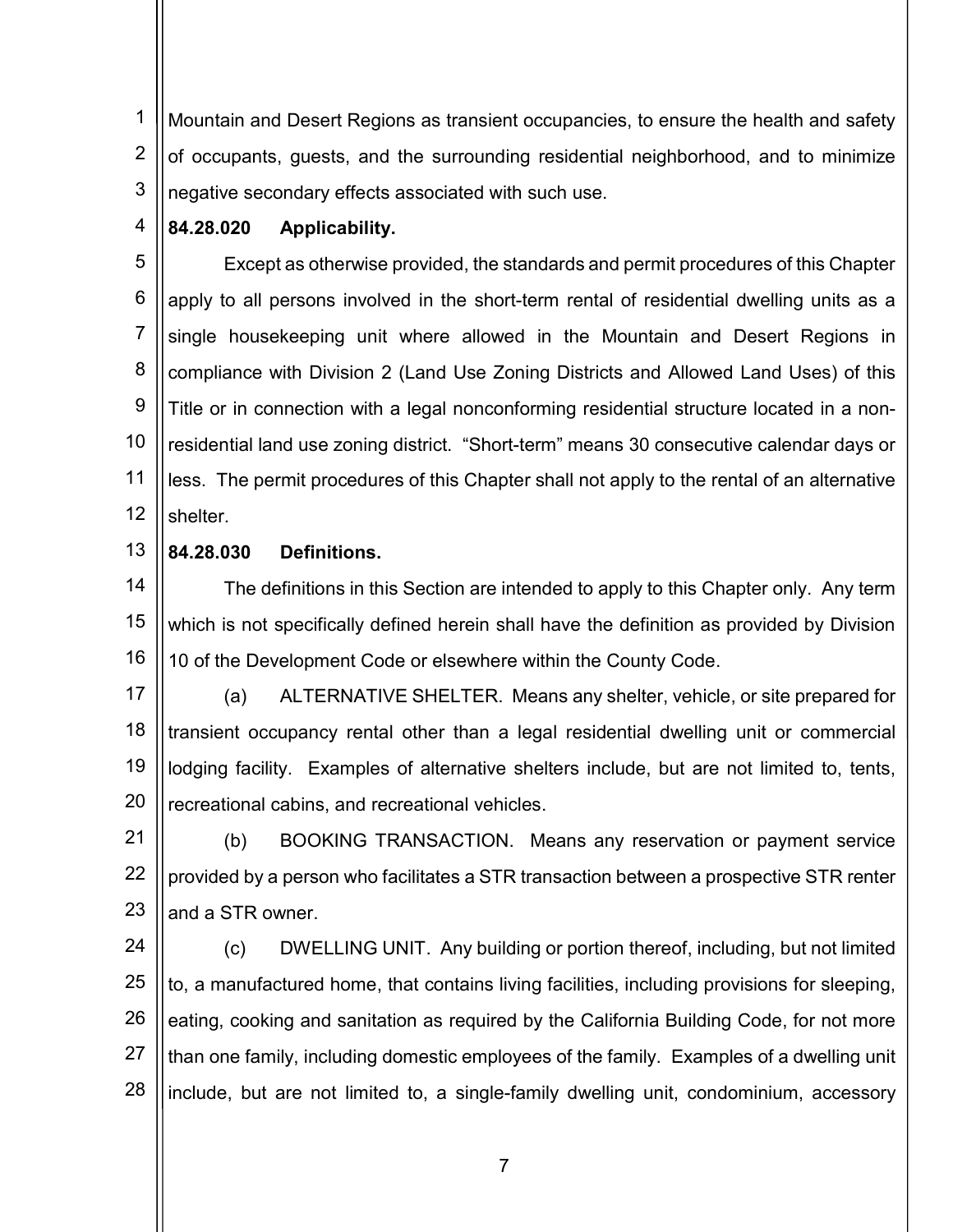Mountain and Desert Regions as transient occupancies, to ensure the health and safety of occupants, guests, and the surrounding residential neighborhood, and to minimize negative secondary effects associated with such use.

**84.28.020 Applicability.**

Except as otherwise provided, the standards and permit procedures of this Chapter apply to all persons involved in the short-term rental of residential dwelling units as a single housekeeping unit where allowed in the Mountain and Desert Regions in compliance with Division 2 (Land Use Zoning Districts and Allowed Land Uses) of this Title or in connection with a legal nonconforming residential structure located in a non-residential land use zoning district. "Short-term" means 30 consecutive calendar days or less. The permit procedures of this Chapter shall not apply to the rental of an alternative shelter.

**84.28.030 Definitions.**

The definitions in this Section are intended to apply to this Chapter only. Any term which is not specifically defined herein shall have the definition as provided by Division 10 of the Development Code or elsewhere within the County Code.

(a) ALTERNATIVE SHELTER. Means any shelter, vehicle, or site prepared for transient occupancy rental other than a legal residential dwelling unit or commercial lodging facility. Examples of alternative shelters include, but are not limited to, tents, recreational cabins, and recreational vehicles.

(b) BOOKING TRANSACTION. Means any reservation or payment service provided by a person who facilitates a STR transaction between a prospective STR renter and a STR owner.

(c) DWELLING UNIT. Any building or portion thereof, including, but not limited to, a manufactured home, that contains living facilities, including provisions for sleeping, eating, cooking and sanitation as required by the California Building Code, for not more than one family, including domestic employees of the family. Examples of a dwelling unit include, but are not limited to, a single-family dwelling unit, condominium, accessory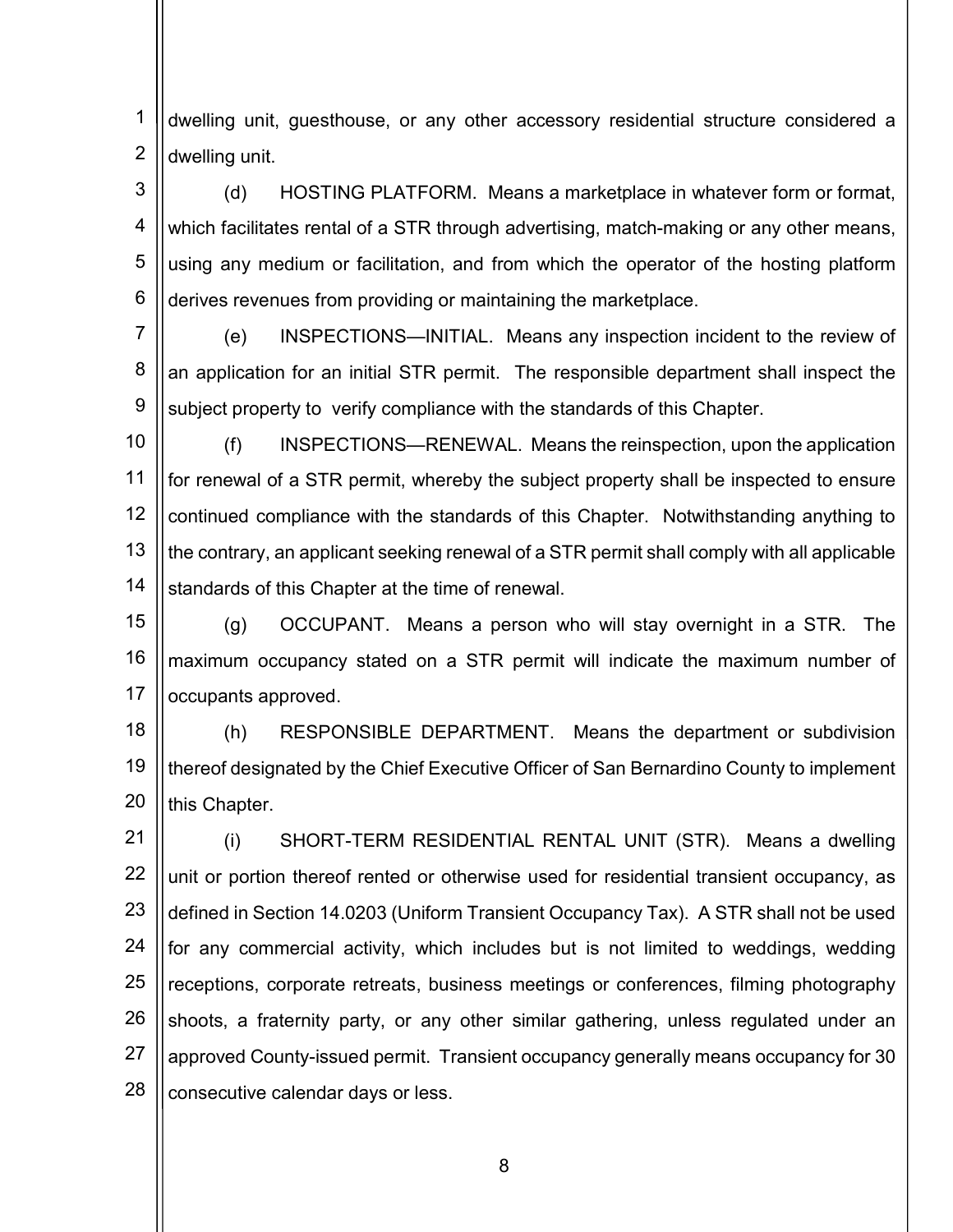dwelling unit, guesthouse, or any other accessory residential structure considered a dwelling unit.

(d) HOSTING PLATFORM. Means a marketplace in whatever form or format, which facilitates rental of a STR through advertising, match-making or any other means, using any medium or facilitation, and from which the operator of the hosting platform derives revenues from providing or maintaining the marketplace.

(e) INSPECTIONS—INITIAL. Means any inspection incident to the review of an application for an initial STR permit. The responsible department shall inspect the subject property to verify compliance with the standards of this Chapter.

(f) INSPECTIONS—RENEWAL. Means the reinspection, upon the application for renewal of a STR permit, whereby the subject property shall be inspected to ensure continued compliance with the standards of this Chapter. Notwithstanding anything to the contrary, an applicant seeking renewal of a STR permit shall comply with all applicable standards of this Chapter at the time of renewal.

(g) OCCUPANT. Means a person who will stay overnight in a STR. The maximum occupancy stated on a STR permit will indicate the maximum number of occupants approved.

(h) RESPONSIBLE DEPARTMENT. Means the department or subdivision thereof designated by the Chief Executive Officer of San Bernardino County to implement this Chapter.

(i) SHORT-TERM RESIDENTIAL RENTAL UNIT (STR). Means a dwelling unit or portion thereof rented or otherwise used for residential transient occupancy, as defined in Section 14.0203 (Uniform Transient Occupancy Tax). A STR shall not be used for any commercial activity, which includes but is not limited to weddings, wedding receptions, corporate retreats, business meetings or conferences, filming photography shoots, a fraternity party, or any other similar gathering, unless regulated under an approved County-issued permit. Transient occupancy generally means occupancy for 30 consecutive calendar days or less.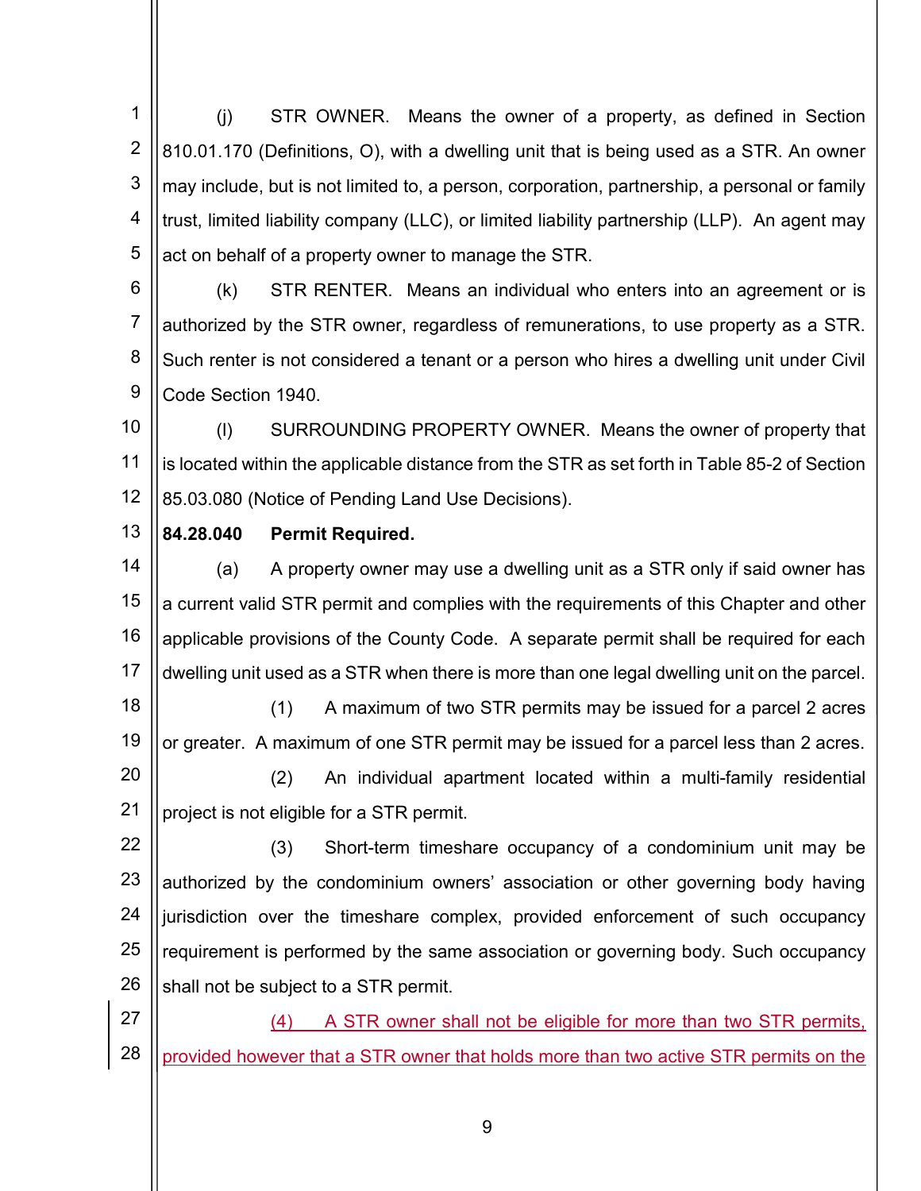(j) STR OWNER. Means the owner of a property, as defined in Section 810.01.170 (Definitions, O), with a dwelling unit that is being used as a STR. An owner may include, but is not limited to, a person, corporation, partnership, a personal or family trust, limited liability company (LLC), or limited liability partnership (LLP). An agent may act on behalf of a property owner to manage the STR.

(k) STR RENTER. Means an individual who enters into an agreement or is authorized by the STR owner, regardless of remunerations, to use property as a STR. Such renter is not considered a tenant or a person who hires a dwelling unit under Civil Code Section 1940.

(l) SURROUNDING PROPERTY OWNER. Means the owner of property that is located within the applicable distance from the STR as set forth in Table 85-2 of Section 85.03.080 (Notice of Pending Land Use Decisions).

**84.28.040 Permit Required.**

(a) A property owner may use a dwelling unit as a STR only if said owner has a current valid STR permit and complies with the requirements of this Chapter and other applicable provisions of the County Code. A separate permit shall be required for each dwelling unit used as a STR when there is more than one legal dwelling unit on the parcel.

(1) A maximum of two STR permits may be issued for a parcel 2 acres or greater. A maximum of one STR permit may be issued for a parcel less than 2 acres.

(2) An individual apartment located within a multi-family residential project is not eligible for a STR permit.

(3) Short-term timeshare occupancy of a condominium unit may be authorized by the condominium owners' association or other governing body having jurisdiction over the timeshare complex, provided enforcement of such occupancy requirement is performed by the same association or governing body. Such occupancy shall not be subject to a STR permit.

(4) A STR owner shall not be eligible for more than two STR permits, provided however that a STR owner that holds more than two active STR permits on the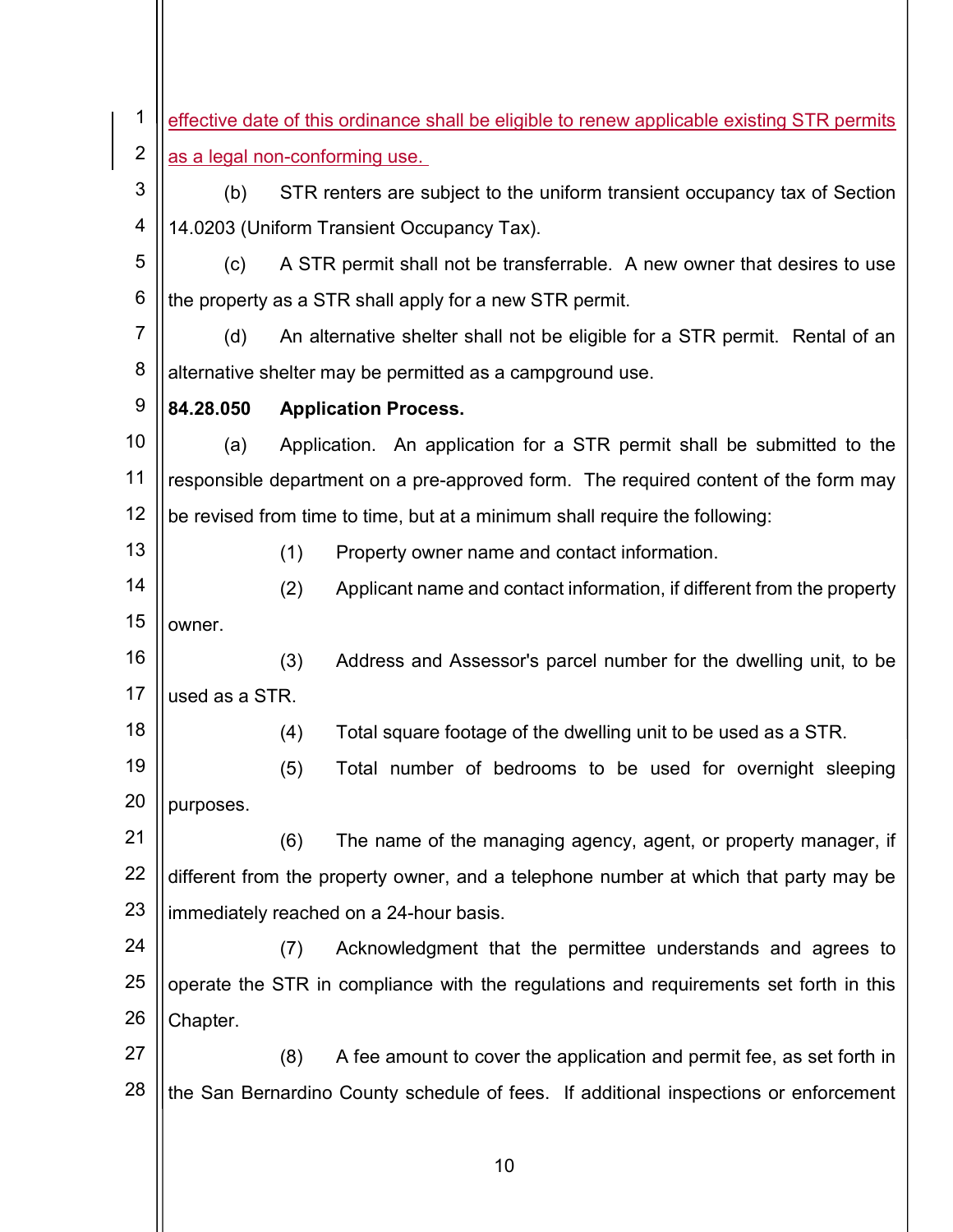effective date of this ordinance shall be eligible to renew applicable existing STR permits as a legal non-conforming use.

(b) STR renters are subject to the uniform transient occupancy tax of Section 14.0203 (Uniform Transient Occupancy Tax).

(c) A STR permit shall not be transferrable. A new owner that desires to use the property as a STR shall apply for a new STR permit.

(d) An alternative shelter shall not be eligible for a STR permit. Rental of an alternative shelter may be permitted as a campground use.

**84.28.050 Application Process.**

(a) Application. An application for a STR permit shall be submitted to the responsible department on a pre-approved form. The required content of the form may be revised from time to time, but at a minimum shall require the following:

(1) Property owner name and contact information.

(2) Applicant name and contact information, if different from the property owner.

(3) Address and Assessor's parcel number for the dwelling unit, to be used as a STR.

(4) Total square footage of the dwelling unit to be used as a STR.

(5) Total number of bedrooms to be used for overnight sleeping purposes.

(6) The name of the managing agency, agent, or property manager, if different from the property owner, and a telephone number at which that party may be immediately reached on a 24-hour basis.

(7) Acknowledgment that the permittee understands and agrees to operate the STR in compliance with the regulations and requirements set forth in this Chapter.

(8) A fee amount to cover the application and permit fee, as set forth in the San Bernardino County schedule of fees. If additional inspections or enforcement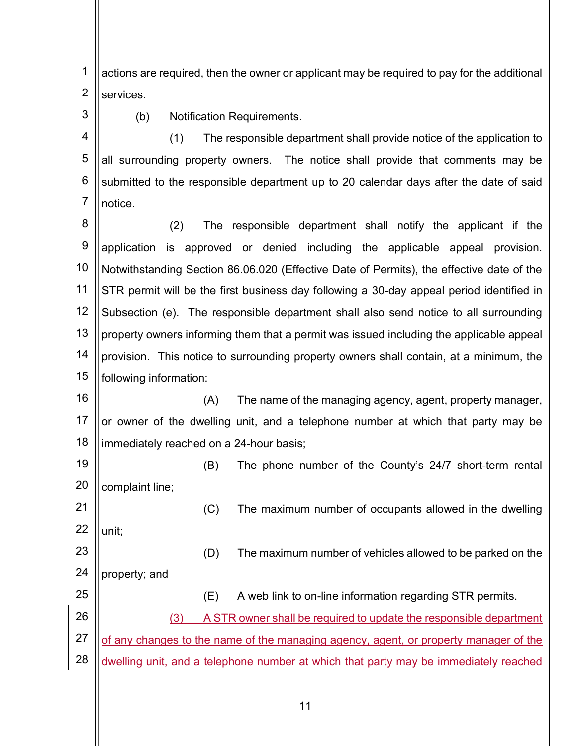actions are required, then the owner or applicant may be required to pay for the additional services.

(b) Notification Requirements.

(1) The responsible department shall provide notice of the application to all surrounding property owners. The notice shall provide that comments may be submitted to the responsible department up to 20 calendar days after the date of said notice.

(2) The responsible department shall notify the applicant if the application is approved or denied including the applicable appeal provision. Notwithstanding Section 86.06.020 (Effective Date of Permits), the effective date of the STR permit will be the first business day following a 30-day appeal period identified in Subsection (e). The responsible department shall also send notice to all surrounding property owners informing them that a permit was issued including the applicable appeal provision. This notice to surrounding property owners shall contain, at a minimum, the following information:

(A) The name of the managing agency, agent, property manager, or owner of the dwelling unit, and a telephone number at which that party may be immediately reached on a 24-hour basis;

(B) The phone number of the County's 24/7 short-term rental complaint line;

(C) The maximum number of occupants allowed in the dwelling unit;

(D) The maximum number of vehicles allowed to be parked on the property; and

(E) A web link to on-line information regarding STR permits.

<u>(3) A STR owner shall be required to update the responsible department of any changes to the name of the managing agency, agent, or property manager of the dwelling unit, and a telephone number at which that party may be immediately reached</u>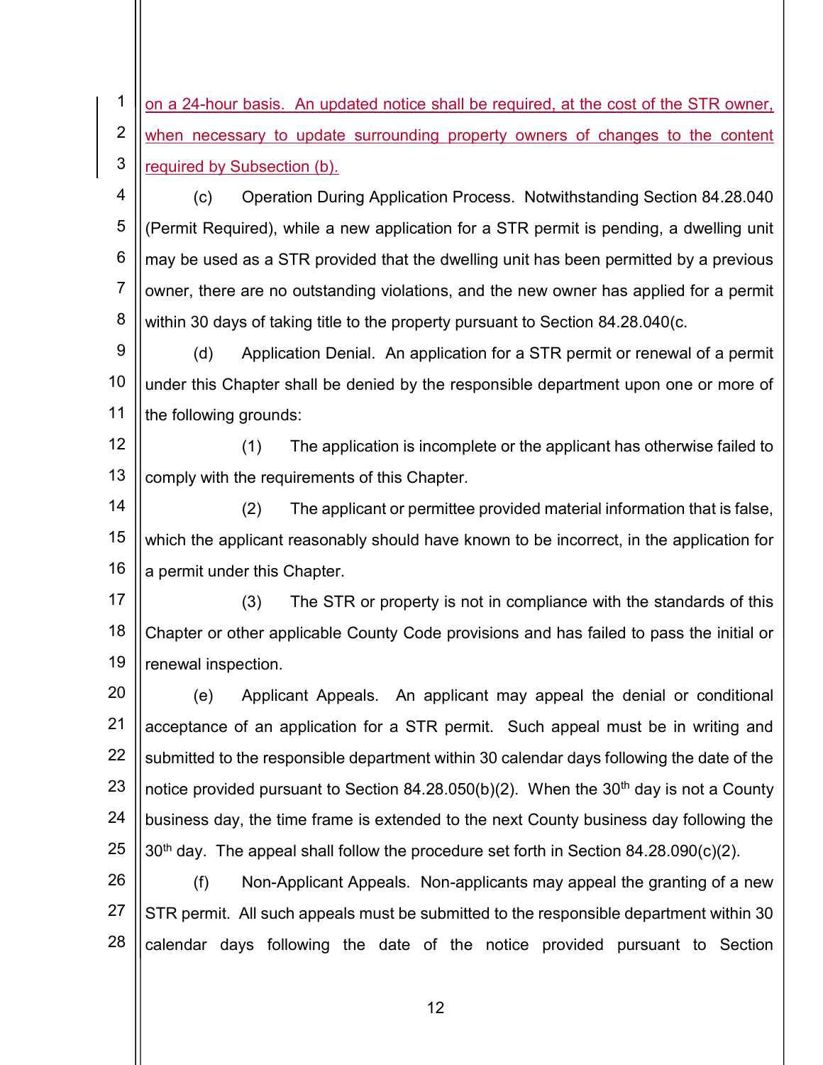on a 24-hour basis. An updated notice shall be required, at the cost of the STR owner, when necessary to update surrounding property owners of changes to the content required by Subsection (b).

(c) Operation During Application Process. Notwithstanding Section 84.28.040 (Permit Required), while a new application for a STR permit is pending, a dwelling unit may be used as a STR provided that the dwelling unit has been permitted by a previous owner, there are no outstanding violations, and the new owner has applied for a permit within 30 days of taking title to the property pursuant to Section 84.28.040(c.

(d) Application Denial. An application for a STR permit or renewal of a permit under this Chapter shall be denied by the responsible department upon one or more of the following grounds:

(1) The application is incomplete or the applicant has otherwise failed to comply with the requirements of this Chapter.

(2) The applicant or permittee provided material information that is false, which the applicant reasonably should have known to be incorrect, in the application for a permit under this Chapter.

(3) The STR or property is not in compliance with the standards of this Chapter or other applicable County Code provisions and has failed to pass the initial or renewal inspection.

(e) Applicant Appeals. An applicant may appeal the denial or conditional acceptance of an application for a STR permit. Such appeal must be in writing and submitted to the responsible department within 30 calendar days following the date of the notice provided pursuant to Section 84.28.050(b)(2). When the 30th day is not a County business day, the time frame is extended to the next County business day following the 30th day. The appeal shall follow the procedure set forth in Section 84.28.090(c)(2).

(f) Non-Applicant Appeals. Non-applicants may appeal the granting of a new STR permit. All such appeals must be submitted to the responsible department within 30 calendar days following the date of the notice provided pursuant to Section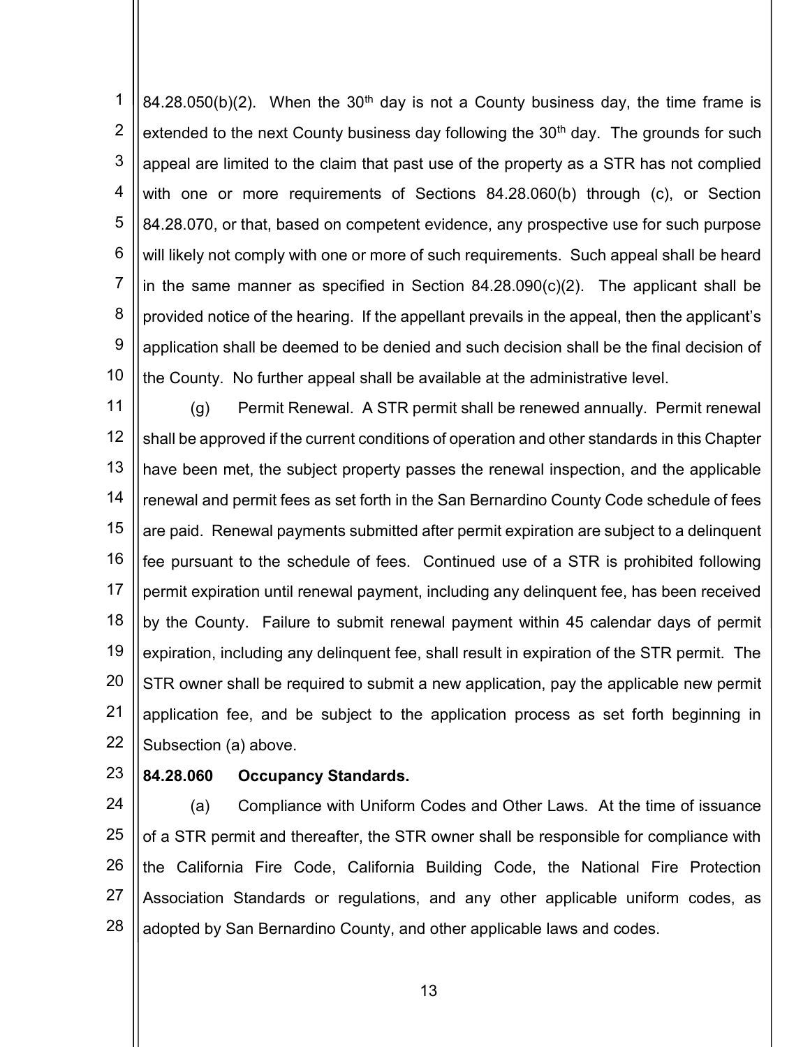84.28.050(b)(2). When the 30th day is not a County business day, the time frame is extended to the next County business day following the 30th day. The grounds for such appeal are limited to the claim that past use of the property as a STR has not complied with one or more requirements of Sections 84.28.060(b) through (c), or Section 84.28.070, or that, based on competent evidence, any prospective use for such purpose will likely not comply with one or more of such requirements. Such appeal shall be heard in the same manner as specified in Section 84.28.090(c)(2). The applicant shall be provided notice of the hearing. If the appellant prevails in the appeal, then the applicant's application shall be deemed to be denied and such decision shall be the final decision of the County. No further appeal shall be available at the administrative level.

(g) Permit Renewal. A STR permit shall be renewed annually. Permit renewal shall be approved if the current conditions of operation and other standards in this Chapter have been met, the subject property passes the renewal inspection, and the applicable renewal and permit fees as set forth in the San Bernardino County Code schedule of fees are paid. Renewal payments submitted after permit expiration are subject to a delinquent fee pursuant to the schedule of fees. Continued use of a STR is prohibited following permit expiration until renewal payment, including any delinquent fee, has been received by the County. Failure to submit renewal payment within 45 calendar days of permit expiration, including any delinquent fee, shall result in expiration of the STR permit. The STR owner shall be required to submit a new application, pay the applicable new permit application fee, and be subject to the application process as set forth beginning in Subsection (a) above.

**84.28.060 Occupancy Standards.**

(a) Compliance with Uniform Codes and Other Laws. At the time of issuance of a STR permit and thereafter, the STR owner shall be responsible for compliance with the California Fire Code, California Building Code, the National Fire Protection Association Standards or regulations, and any other applicable uniform codes, as adopted by San Bernardino County, and other applicable laws and codes.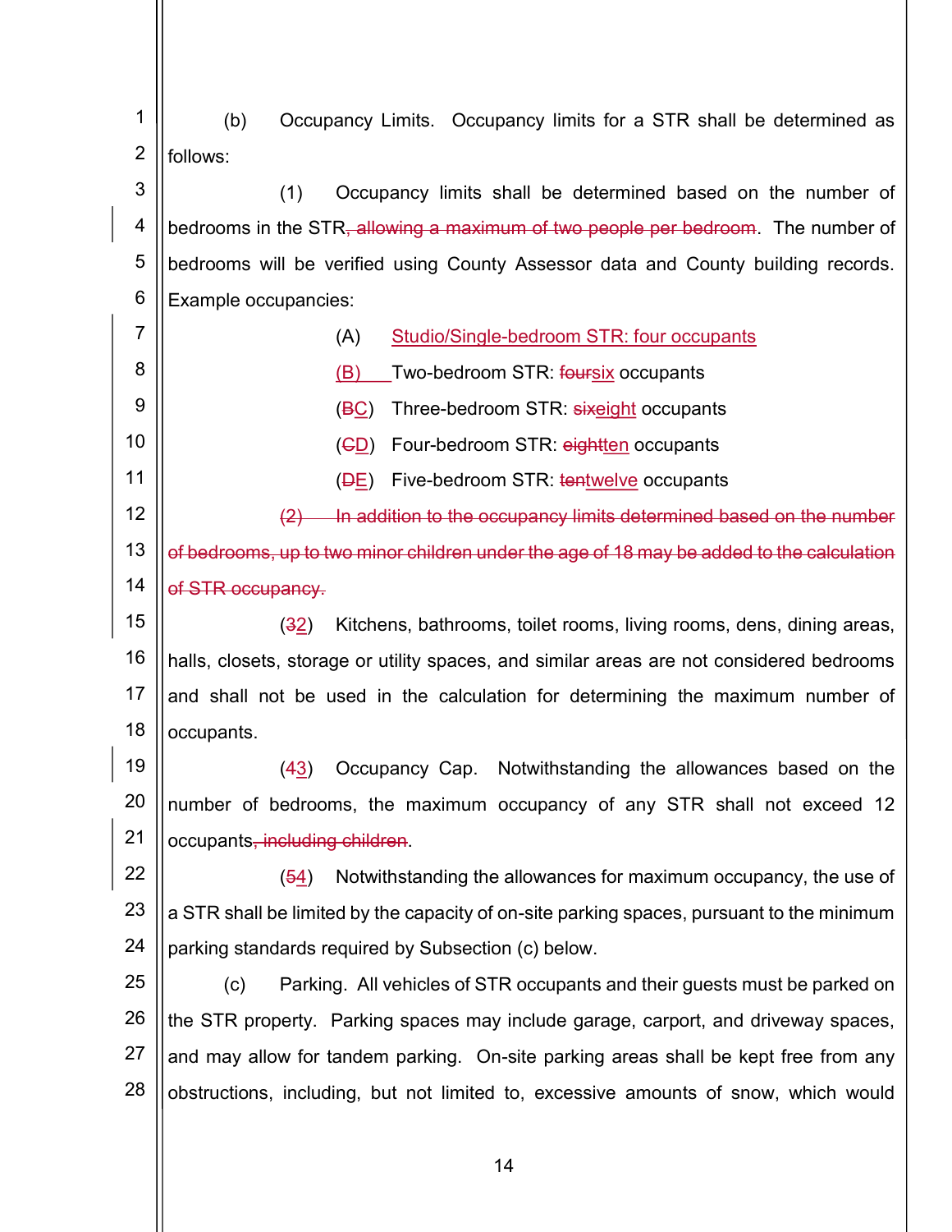(b) Occupancy Limits. Occupancy limits for a STR shall be determined as follows:

(1) Occupancy limits shall be determined based on the number of bedrooms in the STR~~, allowing a maximum of two people per bedroom~~. The number of bedrooms will be verified using County Assessor data and County building records. Example occupancies:

(A) <u>Studio/Single-bedroom STR: four occupants</u>

<u>(B)</u> Two-bedroom STR: ~~four~~<u>six</u> occupants

(~~B~~<u>C</u>) Three-bedroom STR: ~~six~~<u>eight</u> occupants

(~~C~~<u>D</u>) Four-bedroom STR: ~~eight~~<u>ten</u> occupants

(~~D~~<u>E</u>) Five-bedroom STR: ~~ten~~<u>twelve</u> occupants

~~(2) In addition to the occupancy limits determined based on the number of bedrooms, up to two minor children under the age of 18 may be added to the calculation of STR occupancy.~~

(~~3~~<u>2</u>) Kitchens, bathrooms, toilet rooms, living rooms, dens, dining areas, halls, closets, storage or utility spaces, and similar areas are not considered bedrooms and shall not be used in the calculation for determining the maximum number of occupants.

(~~4~~<u>3</u>) Occupancy Cap. Notwithstanding the allowances based on the number of bedrooms, the maximum occupancy of any STR shall not exceed 12 occupants~~, including children~~.

(~~5~~<u>4</u>) Notwithstanding the allowances for maximum occupancy, the use of a STR shall be limited by the capacity of on-site parking spaces, pursuant to the minimum parking standards required by Subsection (c) below.

(c) Parking. All vehicles of STR occupants and their guests must be parked on the STR property. Parking spaces may include garage, carport, and driveway spaces, and may allow for tandem parking. On-site parking areas shall be kept free from any obstructions, including, but not limited to, excessive amounts of snow, which would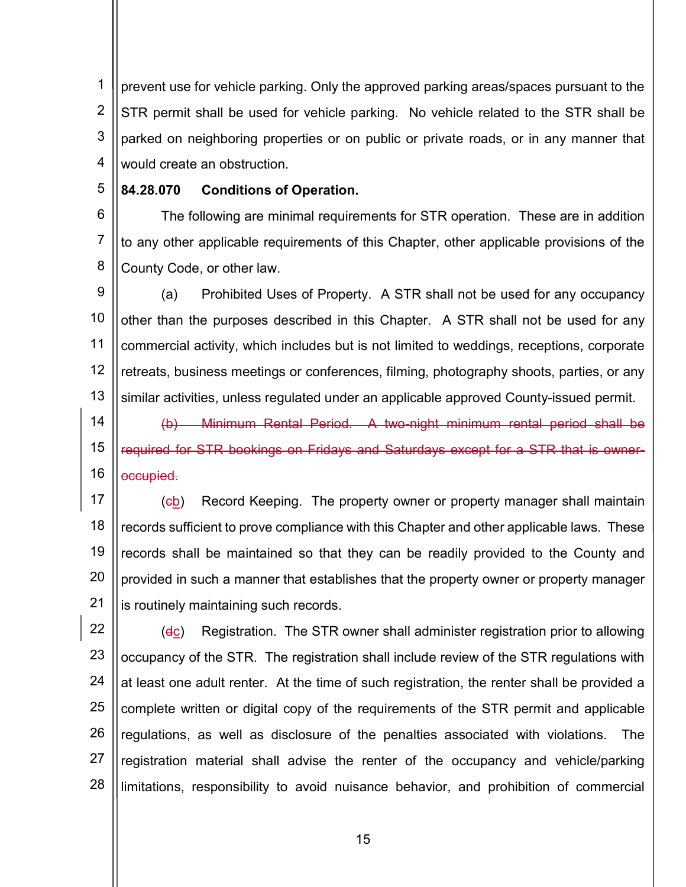prevent use for vehicle parking. Only the approved parking areas/spaces pursuant to the STR permit shall be used for vehicle parking. No vehicle related to the STR shall be parked on neighboring properties or on public or private roads, or in any manner that would create an obstruction.

**84.28.070 Conditions of Operation.**

The following are minimal requirements for STR operation. These are in addition to any other applicable requirements of this Chapter, other applicable provisions of the County Code, or other law.

(a) Prohibited Uses of Property. A STR shall not be used for any occupancy other than the purposes described in this Chapter. A STR shall not be used for any commercial activity, which includes but is not limited to weddings, receptions, corporate retreats, business meetings or conferences, filming, photography shoots, parties, or any similar activities, unless regulated under an applicable approved County-issued permit.

~~(b) Minimum Rental Period. A two-night minimum rental period shall be required for STR bookings on Fridays and Saturdays except for a STR that is owner-occupied.~~

(~~c~~b) Record Keeping. The property owner or property manager shall maintain records sufficient to prove compliance with this Chapter and other applicable laws. These records shall be maintained so that they can be readily provided to the County and provided in such a manner that establishes that the property owner or property manager is routinely maintaining such records.

(~~d~~c) Registration. The STR owner shall administer registration prior to allowing occupancy of the STR. The registration shall include review of the STR regulations with at least one adult renter. At the time of such registration, the renter shall be provided a complete written or digital copy of the requirements of the STR permit and applicable regulations, as well as disclosure of the penalties associated with violations. The registration material shall advise the renter of the occupancy and vehicle/parking limitations, responsibility to avoid nuisance behavior, and prohibition of commercial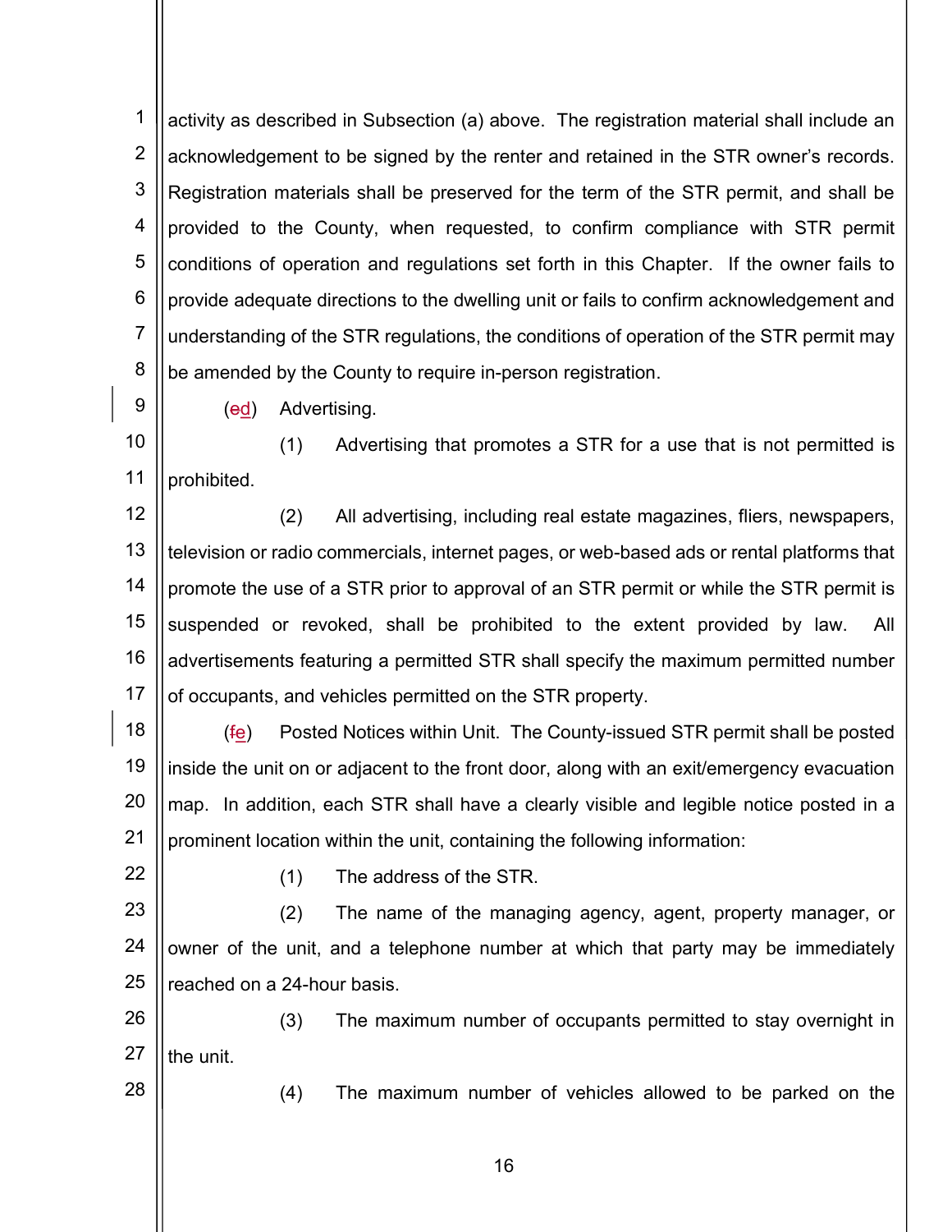activity as described in Subsection (a) above. The registration material shall include an acknowledgement to be signed by the renter and retained in the STR owner's records. Registration materials shall be preserved for the term of the STR permit, and shall be provided to the County, when requested, to confirm compliance with STR permit conditions of operation and regulations set forth in this Chapter. If the owner fails to provide adequate directions to the dwelling unit or fails to confirm acknowledgement and understanding of the STR regulations, the conditions of operation of the STR permit may be amended by the County to require in-person registration.

(~~e~~d) Advertising.

(1) Advertising that promotes a STR for a use that is not permitted is prohibited.

(2) All advertising, including real estate magazines, fliers, newspapers, television or radio commercials, internet pages, or web-based ads or rental platforms that promote the use of a STR prior to approval of an STR permit or while the STR permit is suspended or revoked, shall be prohibited to the extent provided by law. All advertisements featuring a permitted STR shall specify the maximum permitted number of occupants, and vehicles permitted on the STR property.

(~~f~~e) Posted Notices within Unit. The County-issued STR permit shall be posted inside the unit on or adjacent to the front door, along with an exit/emergency evacuation map. In addition, each STR shall have a clearly visible and legible notice posted in a prominent location within the unit, containing the following information:

(1) The address of the STR.

(2) The name of the managing agency, agent, property manager, or owner of the unit, and a telephone number at which that party may be immediately reached on a 24-hour basis.

(3) The maximum number of occupants permitted to stay overnight in the unit.

(4) The maximum number of vehicles allowed to be parked on the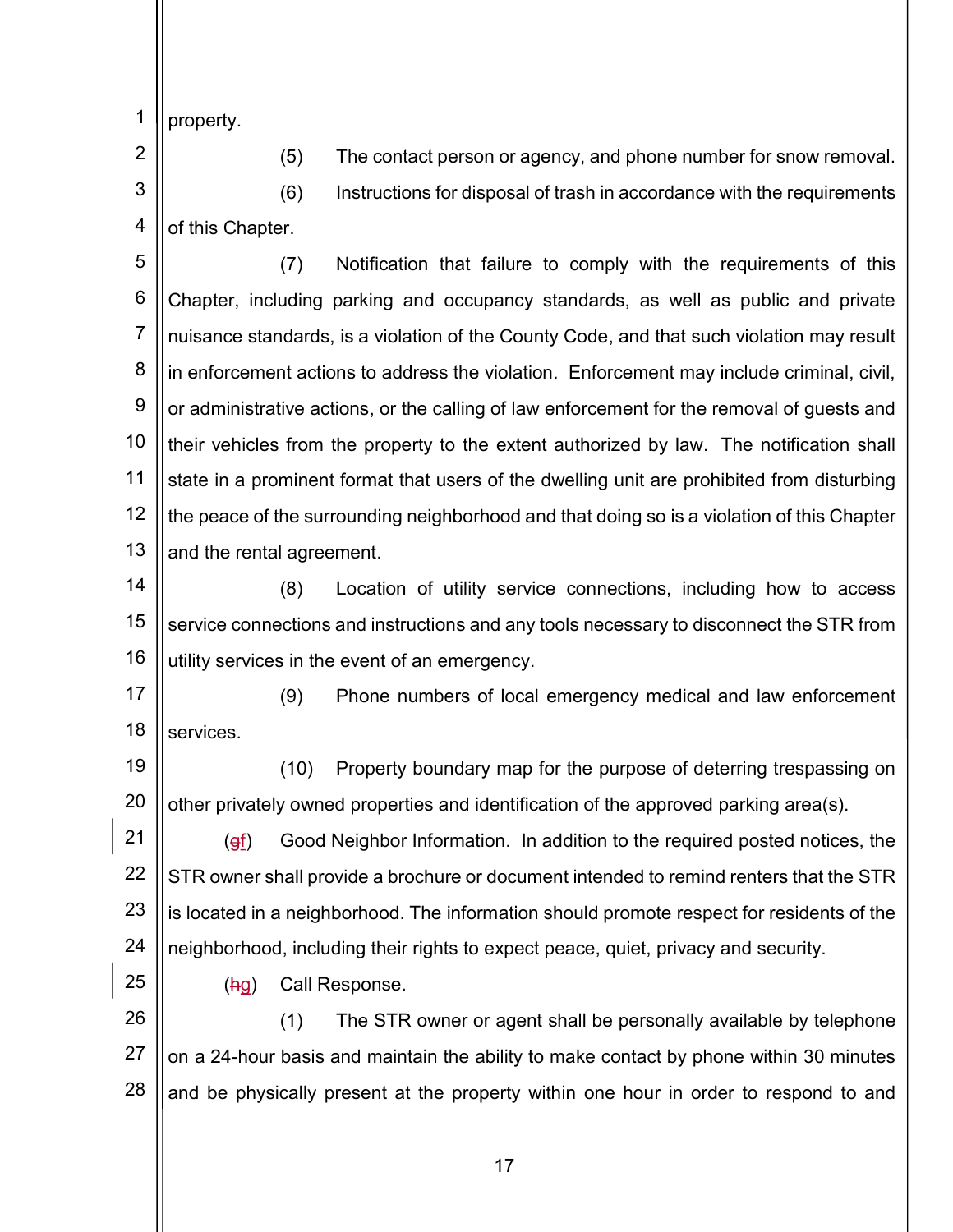property.

(5) The contact person or agency, and phone number for snow removal.

(6) Instructions for disposal of trash in accordance with the requirements of this Chapter.

(7) Notification that failure to comply with the requirements of this Chapter, including parking and occupancy standards, as well as public and private nuisance standards, is a violation of the County Code, and that such violation may result in enforcement actions to address the violation. Enforcement may include criminal, civil, or administrative actions, or the calling of law enforcement for the removal of guests and their vehicles from the property to the extent authorized by law. The notification shall state in a prominent format that users of the dwelling unit are prohibited from disturbing the peace of the surrounding neighborhood and that doing so is a violation of this Chapter and the rental agreement.

(8) Location of utility service connections, including how to access service connections and instructions and any tools necessary to disconnect the STR from utility services in the event of an emergency.

(9) Phone numbers of local emergency medical and law enforcement services.

(10) Property boundary map for the purpose of deterring trespassing on other privately owned properties and identification of the approved parking area(s).

(~~g~~f) Good Neighbor Information. In addition to the required posted notices, the STR owner shall provide a brochure or document intended to remind renters that the STR is located in a neighborhood. The information should promote respect for residents of the neighborhood, including their rights to expect peace, quiet, privacy and security.

(~~h~~g) Call Response.

(1) The STR owner or agent shall be personally available by telephone on a 24-hour basis and maintain the ability to make contact by phone within 30 minutes and be physically present at the property within one hour in order to respond to and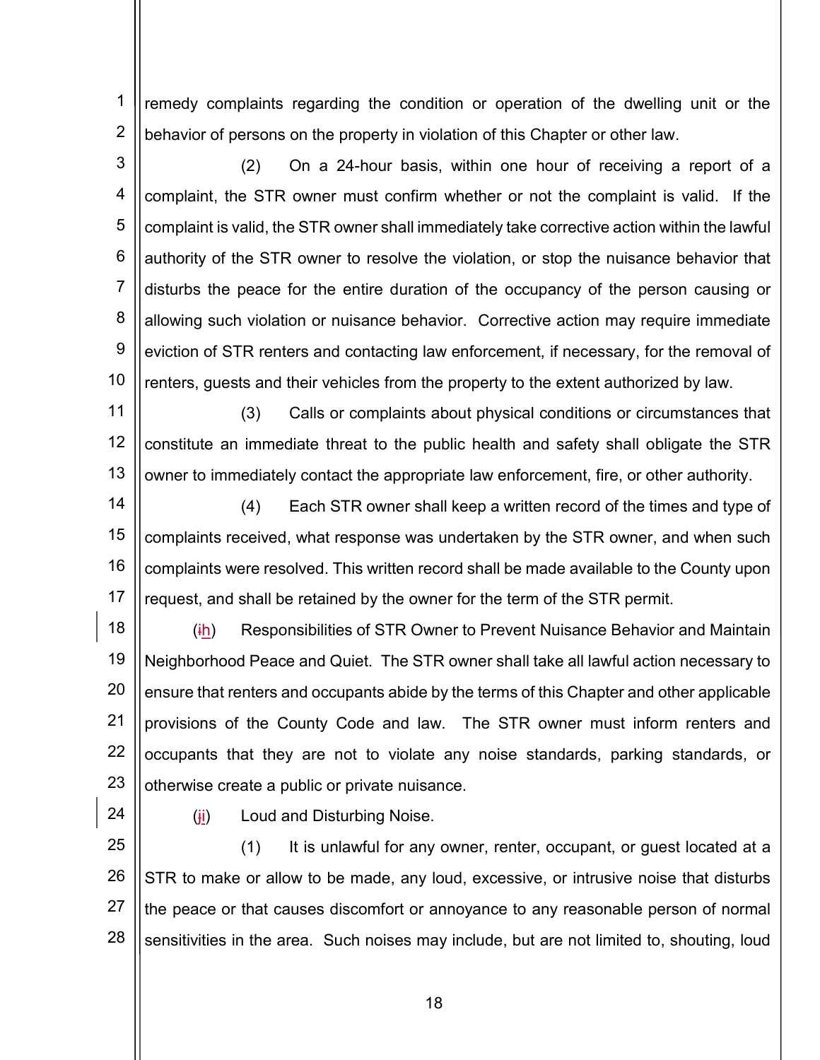remedy complaints regarding the condition or operation of the dwelling unit or the behavior of persons on the property in violation of this Chapter or other law.

(2) On a 24-hour basis, within one hour of receiving a report of a complaint, the STR owner must confirm whether or not the complaint is valid. If the complaint is valid, the STR owner shall immediately take corrective action within the lawful authority of the STR owner to resolve the violation, or stop the nuisance behavior that disturbs the peace for the entire duration of the occupancy of the person causing or allowing such violation or nuisance behavior. Corrective action may require immediate eviction of STR renters and contacting law enforcement, if necessary, for the removal of renters, guests and their vehicles from the property to the extent authorized by law.

(3) Calls or complaints about physical conditions or circumstances that constitute an immediate threat to the public health and safety shall obligate the STR owner to immediately contact the appropriate law enforcement, fire, or other authority.

(4) Each STR owner shall keep a written record of the times and type of complaints received, what response was undertaken by the STR owner, and when such complaints were resolved. This written record shall be made available to the County upon request, and shall be retained by the owner for the term of the STR permit.

(~~i~~h) Responsibilities of STR Owner to Prevent Nuisance Behavior and Maintain Neighborhood Peace and Quiet. The STR owner shall take all lawful action necessary to ensure that renters and occupants abide by the terms of this Chapter and other applicable provisions of the County Code and law. The STR owner must inform renters and occupants that they are not to violate any noise standards, parking standards, or otherwise create a public or private nuisance.

(~~j~~i) Loud and Disturbing Noise.

(1) It is unlawful for any owner, renter, occupant, or guest located at a STR to make or allow to be made, any loud, excessive, or intrusive noise that disturbs the peace or that causes discomfort or annoyance to any reasonable person of normal sensitivities in the area. Such noises may include, but are not limited to, shouting, loud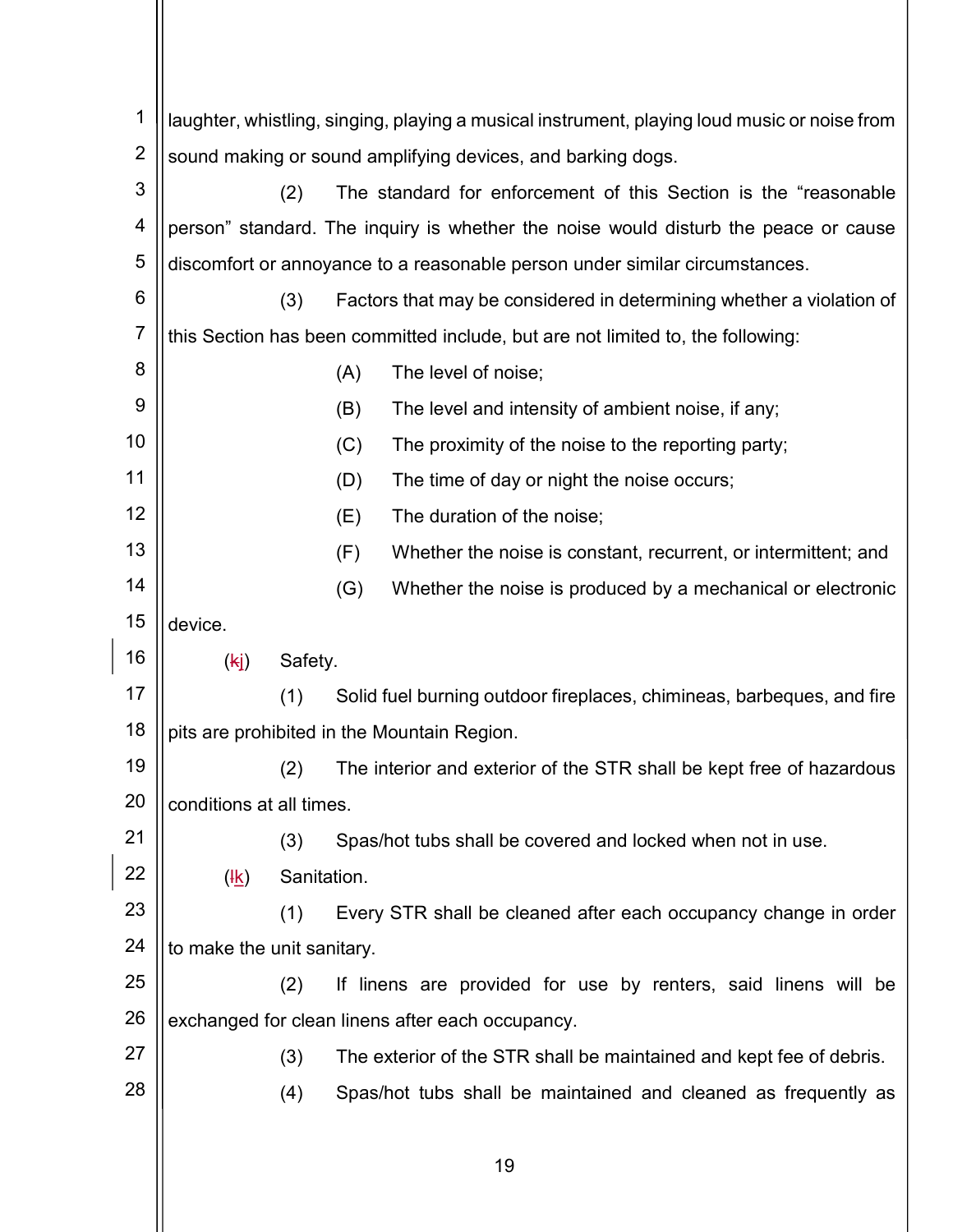laughter, whistling, singing, playing a musical instrument, playing loud music or noise from sound making or sound amplifying devices, and barking dogs.

(2) The standard for enforcement of this Section is the "reasonable person" standard. The inquiry is whether the noise would disturb the peace or cause discomfort or annoyance to a reasonable person under similar circumstances.

(3) Factors that may be considered in determining whether a violation of this Section has been committed include, but are not limited to, the following:

(A) The level of noise;

(B) The level and intensity of ambient noise, if any;

(C) The proximity of the noise to the reporting party;

(D) The time of day or night the noise occurs;

(E) The duration of the noise;

(F) Whether the noise is constant, recurrent, or intermittent; and

(G) Whether the noise is produced by a mechanical or electronic device.

(~~k~~j) Safety.

(1) Solid fuel burning outdoor fireplaces, chimineas, barbeques, and fire pits are prohibited in the Mountain Region.

(2) The interior and exterior of the STR shall be kept free of hazardous conditions at all times.

(3) Spas/hot tubs shall be covered and locked when not in use.

(~~l~~k) Sanitation.

(1) Every STR shall be cleaned after each occupancy change in order to make the unit sanitary.

(2) If linens are provided for use by renters, said linens will be exchanged for clean linens after each occupancy.

(3) The exterior of the STR shall be maintained and kept fee of debris.

(4) Spas/hot tubs shall be maintained and cleaned as frequently as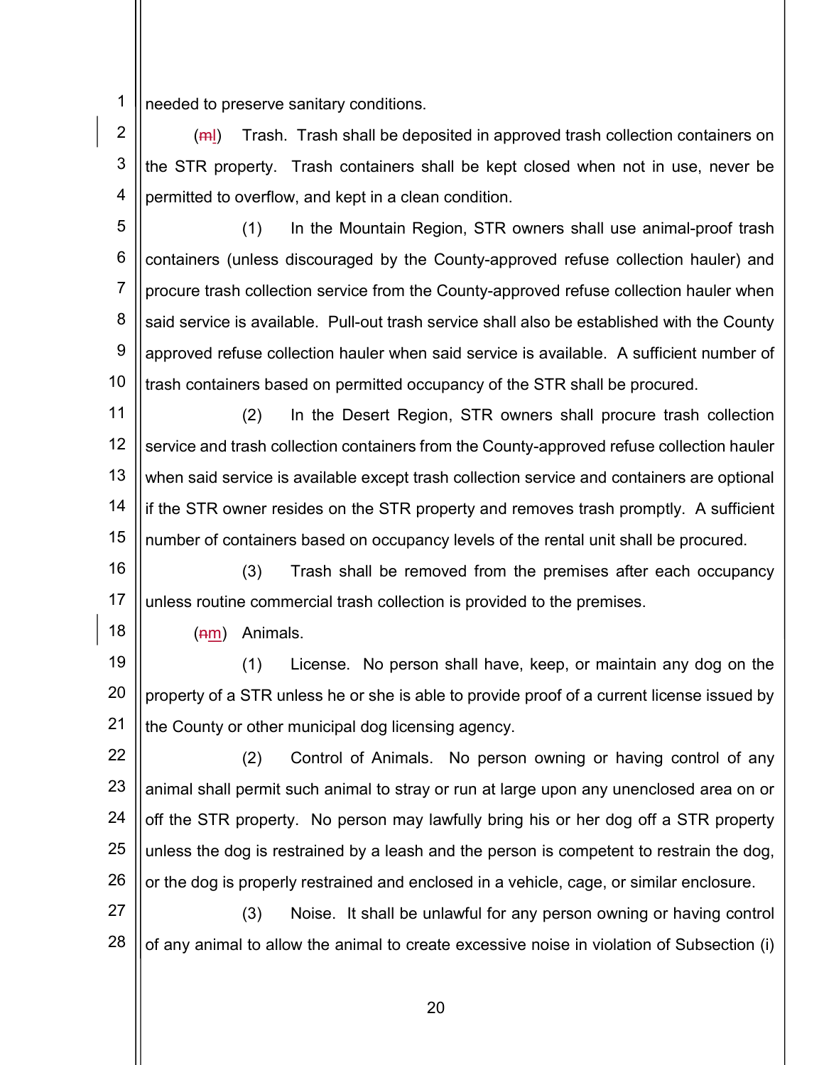needed to preserve sanitary conditions.

(~~m~~l) Trash. Trash shall be deposited in approved trash collection containers on the STR property. Trash containers shall be kept closed when not in use, never be permitted to overflow, and kept in a clean condition.

(1) In the Mountain Region, STR owners shall use animal-proof trash containers (unless discouraged by the County-approved refuse collection hauler) and procure trash collection service from the County-approved refuse collection hauler when said service is available. Pull-out trash service shall also be established with the County approved refuse collection hauler when said service is available. A sufficient number of trash containers based on permitted occupancy of the STR shall be procured.

(2) In the Desert Region, STR owners shall procure trash collection service and trash collection containers from the County-approved refuse collection hauler when said service is available except trash collection service and containers are optional if the STR owner resides on the STR property and removes trash promptly. A sufficient number of containers based on occupancy levels of the rental unit shall be procured.

(3) Trash shall be removed from the premises after each occupancy unless routine commercial trash collection is provided to the premises.

(~~n~~m) Animals.

(1) License. No person shall have, keep, or maintain any dog on the property of a STR unless he or she is able to provide proof of a current license issued by the County or other municipal dog licensing agency.

(2) Control of Animals. No person owning or having control of any animal shall permit such animal to stray or run at large upon any unenclosed area on or off the STR property. No person may lawfully bring his or her dog off a STR property unless the dog is restrained by a leash and the person is competent to restrain the dog, or the dog is properly restrained and enclosed in a vehicle, cage, or similar enclosure.

(3) Noise. It shall be unlawful for any person owning or having control of any animal to allow the animal to create excessive noise in violation of Subsection (i)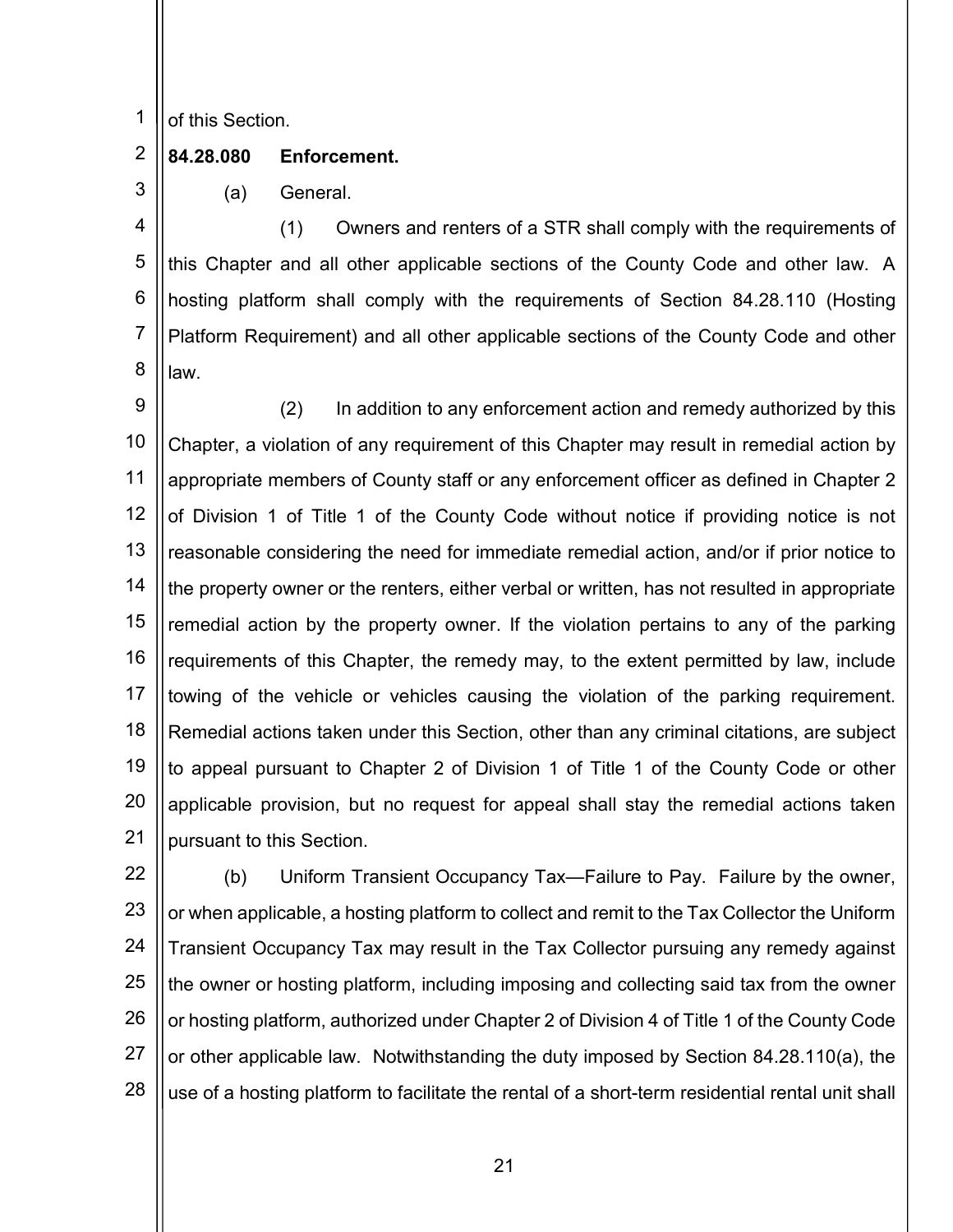of this Section.

**84.28.080 Enforcement.**

(a) General.

(1) Owners and renters of a STR shall comply with the requirements of this Chapter and all other applicable sections of the County Code and other law. A hosting platform shall comply with the requirements of Section 84.28.110 (Hosting Platform Requirement) and all other applicable sections of the County Code and other law.

(2) In addition to any enforcement action and remedy authorized by this Chapter, a violation of any requirement of this Chapter may result in remedial action by appropriate members of County staff or any enforcement officer as defined in Chapter 2 of Division 1 of Title 1 of the County Code without notice if providing notice is not reasonable considering the need for immediate remedial action, and/or if prior notice to the property owner or the renters, either verbal or written, has not resulted in appropriate remedial action by the property owner. If the violation pertains to any of the parking requirements of this Chapter, the remedy may, to the extent permitted by law, include towing of the vehicle or vehicles causing the violation of the parking requirement. Remedial actions taken under this Section, other than any criminal citations, are subject to appeal pursuant to Chapter 2 of Division 1 of Title 1 of the County Code or other applicable provision, but no request for appeal shall stay the remedial actions taken pursuant to this Section.

(b) Uniform Transient Occupancy Tax—Failure to Pay. Failure by the owner, or when applicable, a hosting platform to collect and remit to the Tax Collector the Uniform Transient Occupancy Tax may result in the Tax Collector pursuing any remedy against the owner or hosting platform, including imposing and collecting said tax from the owner or hosting platform, authorized under Chapter 2 of Division 4 of Title 1 of the County Code or other applicable law. Notwithstanding the duty imposed by Section 84.28.110(a), the use of a hosting platform to facilitate the rental of a short-term residential rental unit shall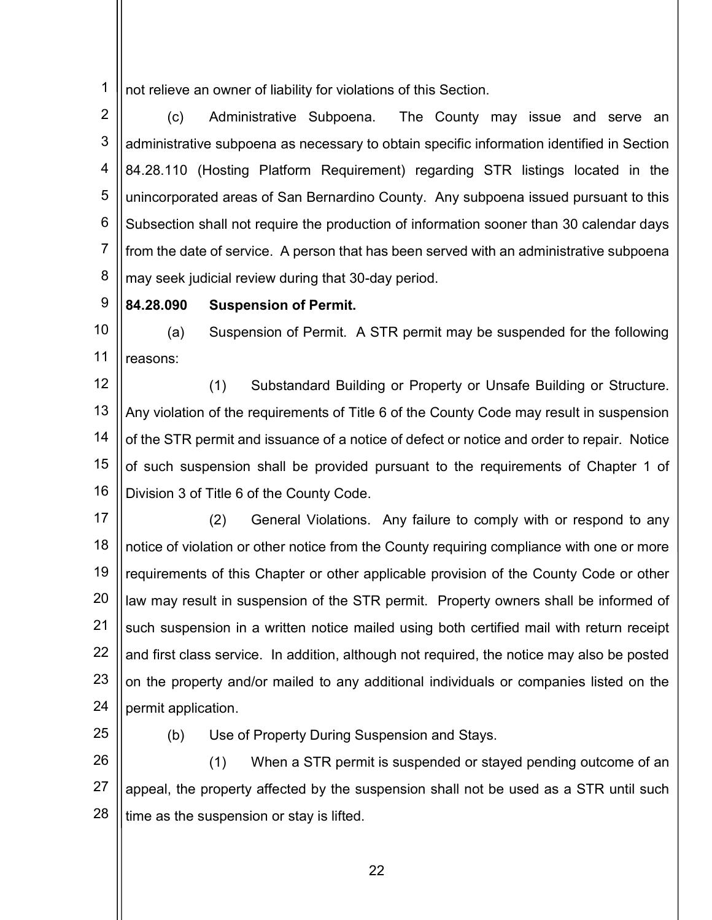not relieve an owner of liability for violations of this Section.

(c) Administrative Subpoena. The County may issue and serve an administrative subpoena as necessary to obtain specific information identified in Section 84.28.110 (Hosting Platform Requirement) regarding STR listings located in the unincorporated areas of San Bernardino County. Any subpoena issued pursuant to this Subsection shall not require the production of information sooner than 30 calendar days from the date of service. A person that has been served with an administrative subpoena may seek judicial review during that 30-day period.

**84.28.090 Suspension of Permit.**

(a) Suspension of Permit. A STR permit may be suspended for the following reasons:

(1) Substandard Building or Property or Unsafe Building or Structure. Any violation of the requirements of Title 6 of the County Code may result in suspension of the STR permit and issuance of a notice of defect or notice and order to repair. Notice of such suspension shall be provided pursuant to the requirements of Chapter 1 of Division 3 of Title 6 of the County Code.

(2) General Violations. Any failure to comply with or respond to any notice of violation or other notice from the County requiring compliance with one or more requirements of this Chapter or other applicable provision of the County Code or other law may result in suspension of the STR permit. Property owners shall be informed of such suspension in a written notice mailed using both certified mail with return receipt and first class service. In addition, although not required, the notice may also be posted on the property and/or mailed to any additional individuals or companies listed on the permit application.

(b) Use of Property During Suspension and Stays.

(1) When a STR permit is suspended or stayed pending outcome of an appeal, the property affected by the suspension shall not be used as a STR until such time as the suspension or stay is lifted.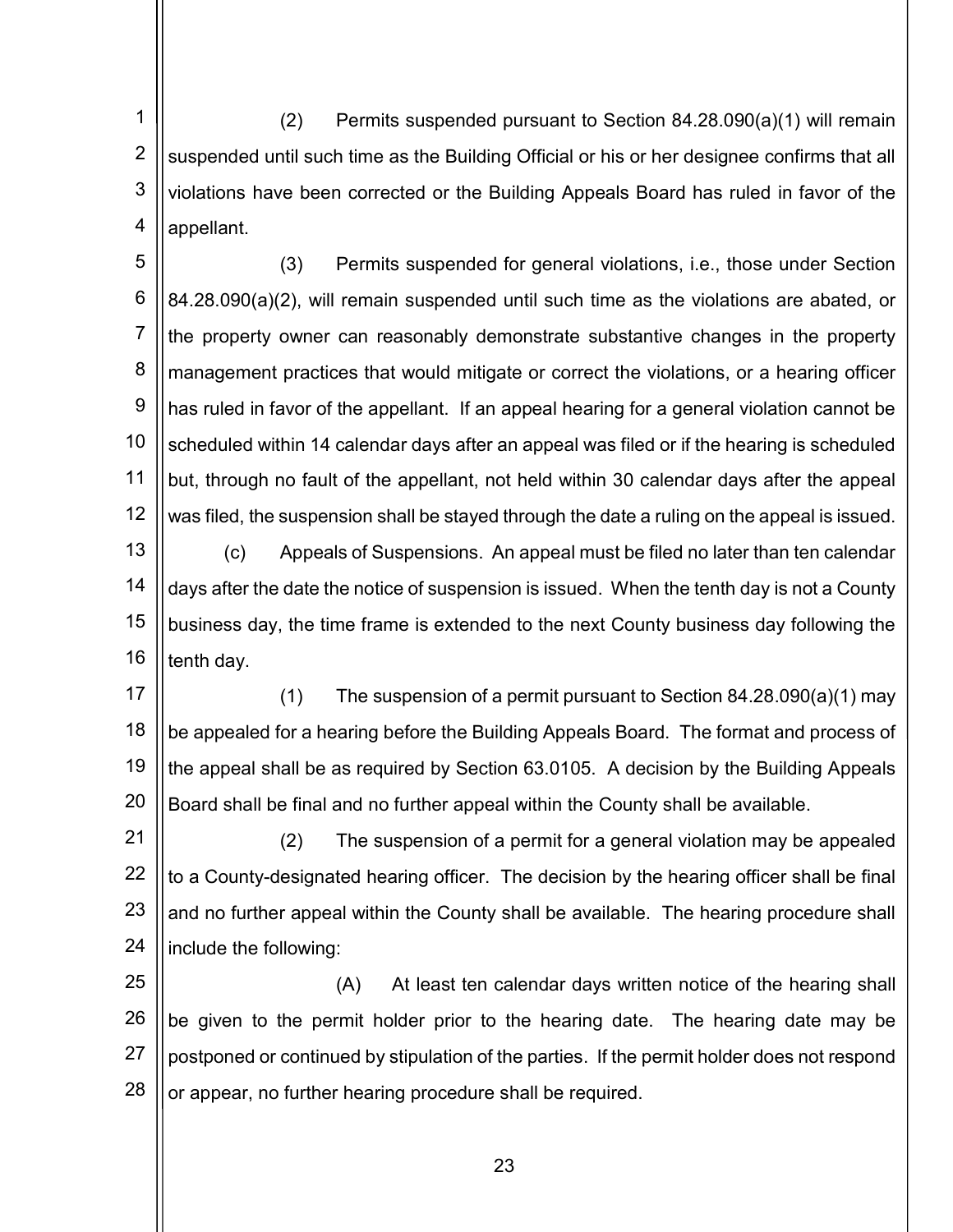(2) Permits suspended pursuant to Section 84.28.090(a)(1) will remain suspended until such time as the Building Official or his or her designee confirms that all violations have been corrected or the Building Appeals Board has ruled in favor of the appellant.

(3) Permits suspended for general violations, i.e., those under Section 84.28.090(a)(2), will remain suspended until such time as the violations are abated, or the property owner can reasonably demonstrate substantive changes in the property management practices that would mitigate or correct the violations, or a hearing officer has ruled in favor of the appellant. If an appeal hearing for a general violation cannot be scheduled within 14 calendar days after an appeal was filed or if the hearing is scheduled but, through no fault of the appellant, not held within 30 calendar days after the appeal was filed, the suspension shall be stayed through the date a ruling on the appeal is issued.

(c) Appeals of Suspensions. An appeal must be filed no later than ten calendar days after the date the notice of suspension is issued. When the tenth day is not a County business day, the time frame is extended to the next County business day following the tenth day.

(1) The suspension of a permit pursuant to Section 84.28.090(a)(1) may be appealed for a hearing before the Building Appeals Board. The format and process of the appeal shall be as required by Section 63.0105. A decision by the Building Appeals Board shall be final and no further appeal within the County shall be available.

(2) The suspension of a permit for a general violation may be appealed to a County-designated hearing officer. The decision by the hearing officer shall be final and no further appeal within the County shall be available. The hearing procedure shall include the following:

(A) At least ten calendar days written notice of the hearing shall be given to the permit holder prior to the hearing date. The hearing date may be postponed or continued by stipulation of the parties. If the permit holder does not respond or appear, no further hearing procedure shall be required.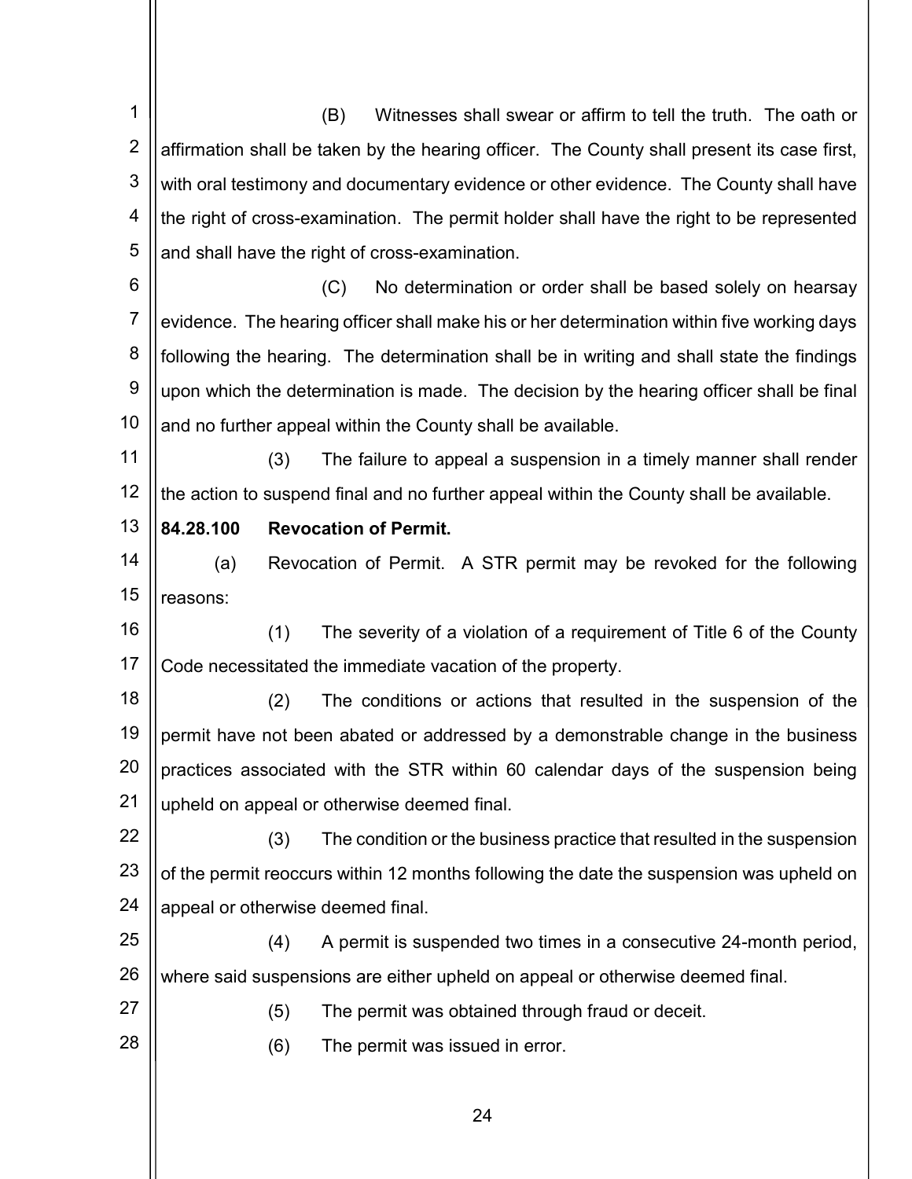(B) Witnesses shall swear or affirm to tell the truth. The oath or affirmation shall be taken by the hearing officer. The County shall present its case first, with oral testimony and documentary evidence or other evidence. The County shall have the right of cross-examination. The permit holder shall have the right to be represented and shall have the right of cross-examination.

(C) No determination or order shall be based solely on hearsay evidence. The hearing officer shall make his or her determination within five working days following the hearing. The determination shall be in writing and shall state the findings upon which the determination is made. The decision by the hearing officer shall be final and no further appeal within the County shall be available.

(3) The failure to appeal a suspension in a timely manner shall render the action to suspend final and no further appeal within the County shall be available.

**84.28.100 Revocation of Permit.**

(a) Revocation of Permit. A STR permit may be revoked for the following reasons:

(1) The severity of a violation of a requirement of Title 6 of the County Code necessitated the immediate vacation of the property.

(2) The conditions or actions that resulted in the suspension of the permit have not been abated or addressed by a demonstrable change in the business practices associated with the STR within 60 calendar days of the suspension being upheld on appeal or otherwise deemed final.

(3) The condition or the business practice that resulted in the suspension of the permit reoccurs within 12 months following the date the suspension was upheld on appeal or otherwise deemed final.

(4) A permit is suspended two times in a consecutive 24-month period, where said suspensions are either upheld on appeal or otherwise deemed final.

(5) The permit was obtained through fraud or deceit.

(6) The permit was issued in error.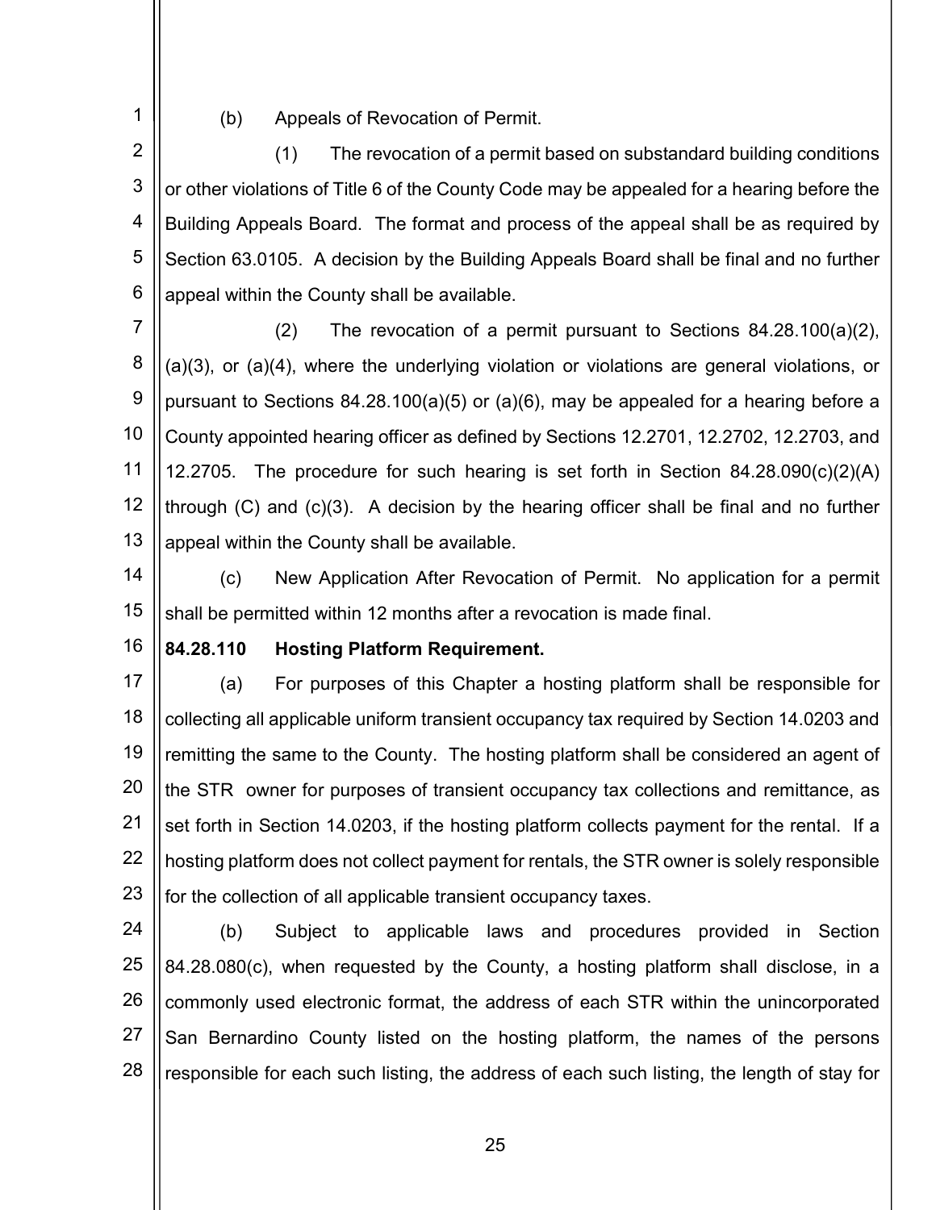(b) Appeals of Revocation of Permit.

(1) The revocation of a permit based on substandard building conditions or other violations of Title 6 of the County Code may be appealed for a hearing before the Building Appeals Board. The format and process of the appeal shall be as required by Section 63.0105. A decision by the Building Appeals Board shall be final and no further appeal within the County shall be available.

(2) The revocation of a permit pursuant to Sections 84.28.100(a)(2), (a)(3), or (a)(4), where the underlying violation or violations are general violations, or pursuant to Sections 84.28.100(a)(5) or (a)(6), may be appealed for a hearing before a County appointed hearing officer as defined by Sections 12.2701, 12.2702, 12.2703, and 12.2705. The procedure for such hearing is set forth in Section 84.28.090(c)(2)(A) through (C) and (c)(3). A decision by the hearing officer shall be final and no further appeal within the County shall be available.

(c) New Application After Revocation of Permit. No application for a permit shall be permitted within 12 months after a revocation is made final.

**84.28.110 Hosting Platform Requirement.**

(a) For purposes of this Chapter a hosting platform shall be responsible for collecting all applicable uniform transient occupancy tax required by Section 14.0203 and remitting the same to the County. The hosting platform shall be considered an agent of the STR owner for purposes of transient occupancy tax collections and remittance, as set forth in Section 14.0203, if the hosting platform collects payment for the rental. If a hosting platform does not collect payment for rentals, the STR owner is solely responsible for the collection of all applicable transient occupancy taxes.

(b) Subject to applicable laws and procedures provided in Section 84.28.080(c), when requested by the County, a hosting platform shall disclose, in a commonly used electronic format, the address of each STR within the unincorporated San Bernardino County listed on the hosting platform, the names of the persons responsible for each such listing, the address of each such listing, the length of stay for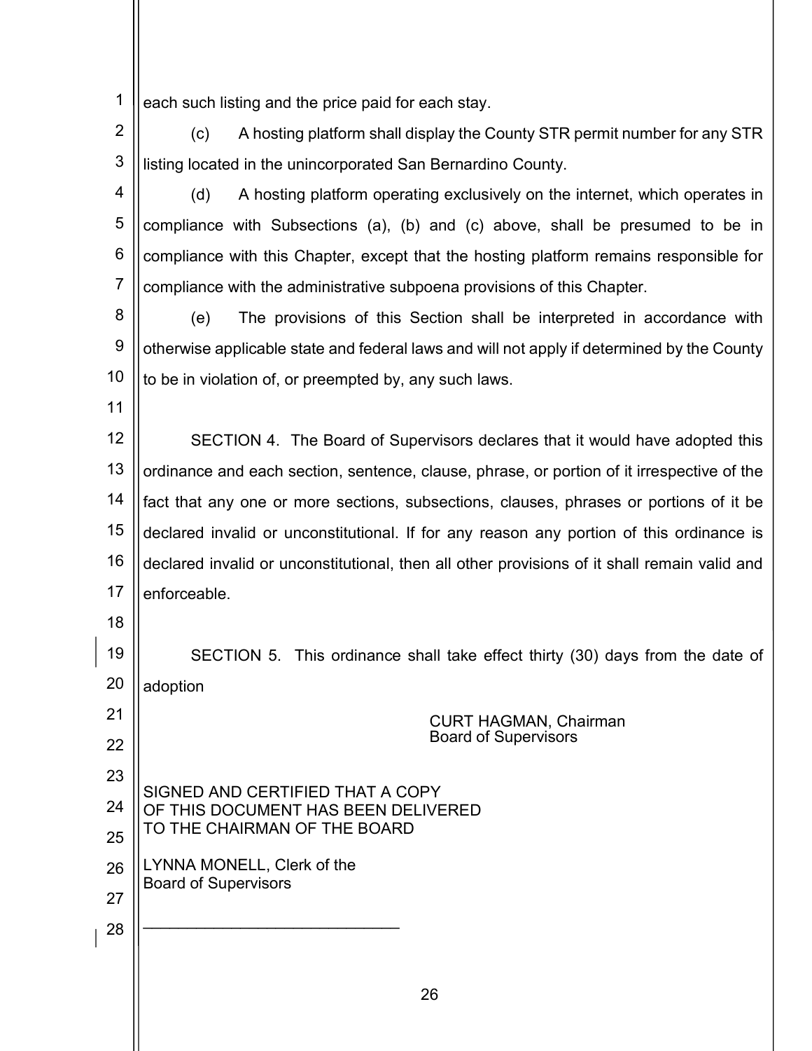each such listing and the price paid for each stay.

(c) A hosting platform shall display the County STR permit number for any STR listing located in the unincorporated San Bernardino County.

(d) A hosting platform operating exclusively on the internet, which operates in compliance with Subsections (a), (b) and (c) above, shall be presumed to be in compliance with this Chapter, except that the hosting platform remains responsible for compliance with the administrative subpoena provisions of this Chapter.

(e) The provisions of this Section shall be interpreted in accordance with otherwise applicable state and federal laws and will not apply if determined by the County to be in violation of, or preempted by, any such laws.

SECTION 4. The Board of Supervisors declares that it would have adopted this ordinance and each section, sentence, clause, phrase, or portion of it irrespective of the fact that any one or more sections, subsections, clauses, phrases or portions of it be declared invalid or unconstitutional. If for any reason any portion of this ordinance is declared invalid or unconstitutional, then all other provisions of it shall remain valid and enforceable.

SECTION 5. This ordinance shall take effect thirty (30) days from the date of adoption

CURT HAGMAN, Chairman
Board of Supervisors

SIGNED AND CERTIFIED THAT A COPY
OF THIS DOCUMENT HAS BEEN DELIVERED
TO THE CHAIRMAN OF THE BOARD

LYNNA MONELL, Clerk of the
Board of Supervisors

\_\_\_\_\_\_\_\_\_\_\_\_\_\_\_\_\_\_\_\_\_\_\_\_\_\_\_\_\_\_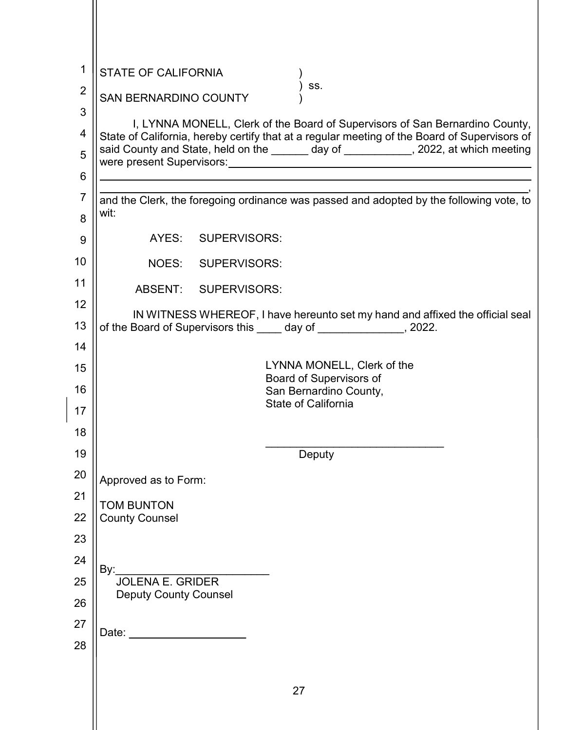STATE OF CALIFORNIA )
) ss.
SAN BERNARDINO COUNTY )

I, LYNNA MONELL, Clerk of the Board of Supervisors of San Bernardino County, State of California, hereby certify that at a regular meeting of the Board of Supervisors of said County and State, held on the ______ day of ___________, 2022, at which meeting were present Supervisors: ______________________________________________

______________________________________________________________________

______________________________________________________________________, and the Clerk, the foregoing ordinance was passed and adopted by the following vote, to wit:

AYES: SUPERVISORS:

NOES: SUPERVISORS:

ABSENT: SUPERVISORS:

IN WITNESS WHEREOF, I have hereunto set my hand and affixed the official seal of the Board of Supervisors this ____ day of ______________, 2022.

LYNNA MONELL, Clerk of the
Board of Supervisors of
San Bernardino County,
State of California

______________________________
Deputy

Approved as to Form:

TOM BUNTON
County Counsel

By:_________________________
JOLENA E. GRIDER
Deputy County Counsel

Date: ____________________